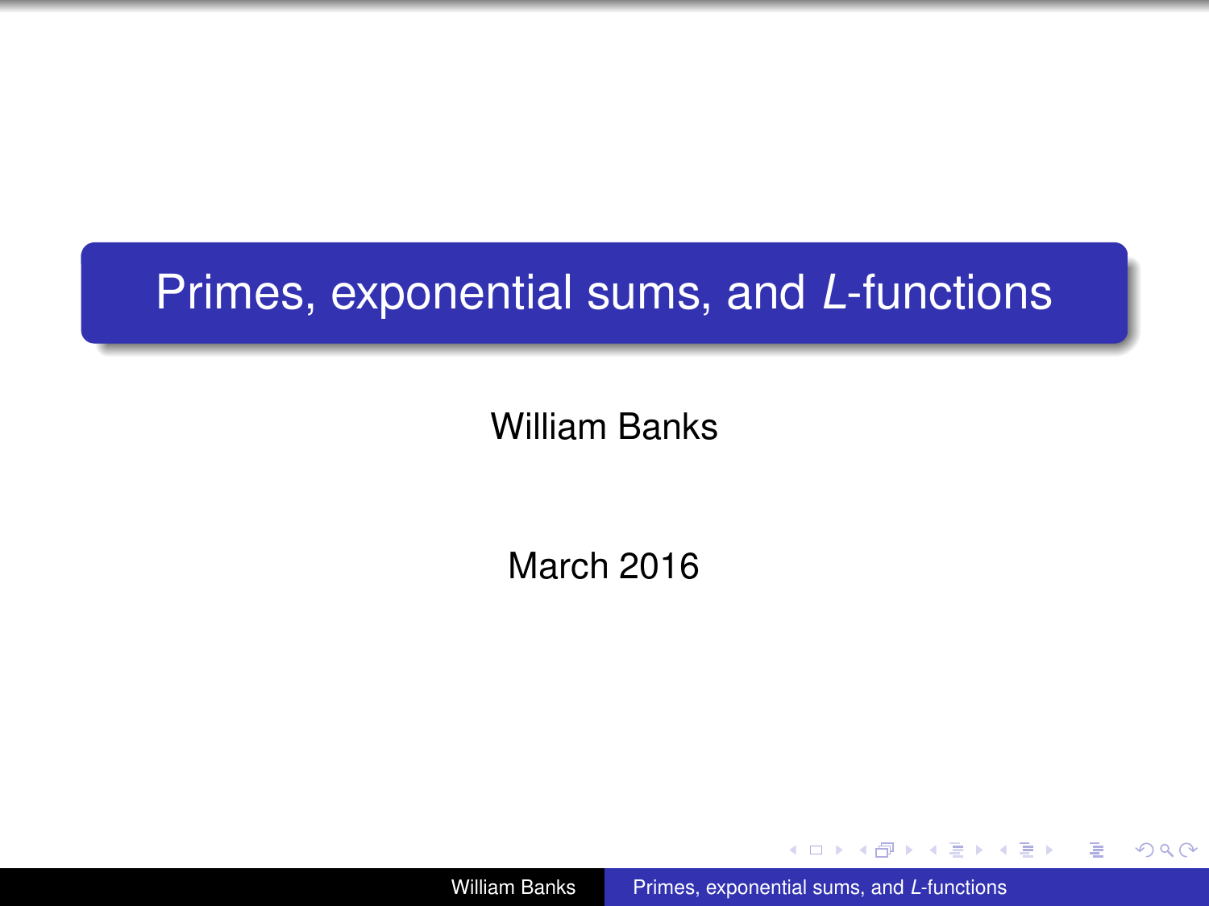# Primes, exponential sums, and $L$-functions

William Banks

March 2016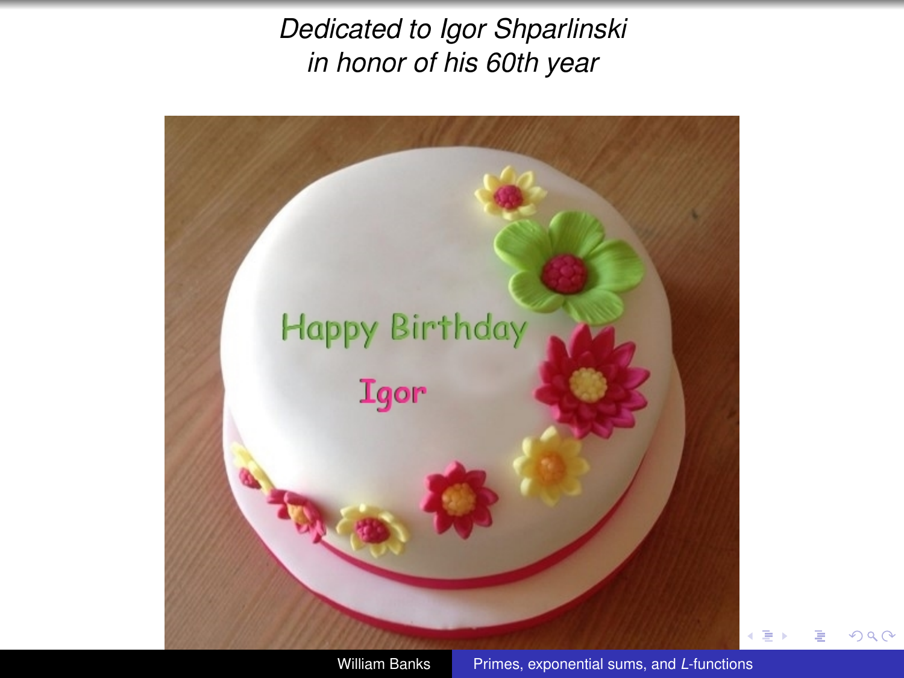*Dedicated to Igor Shparlinski*
*in honor of his 60th year*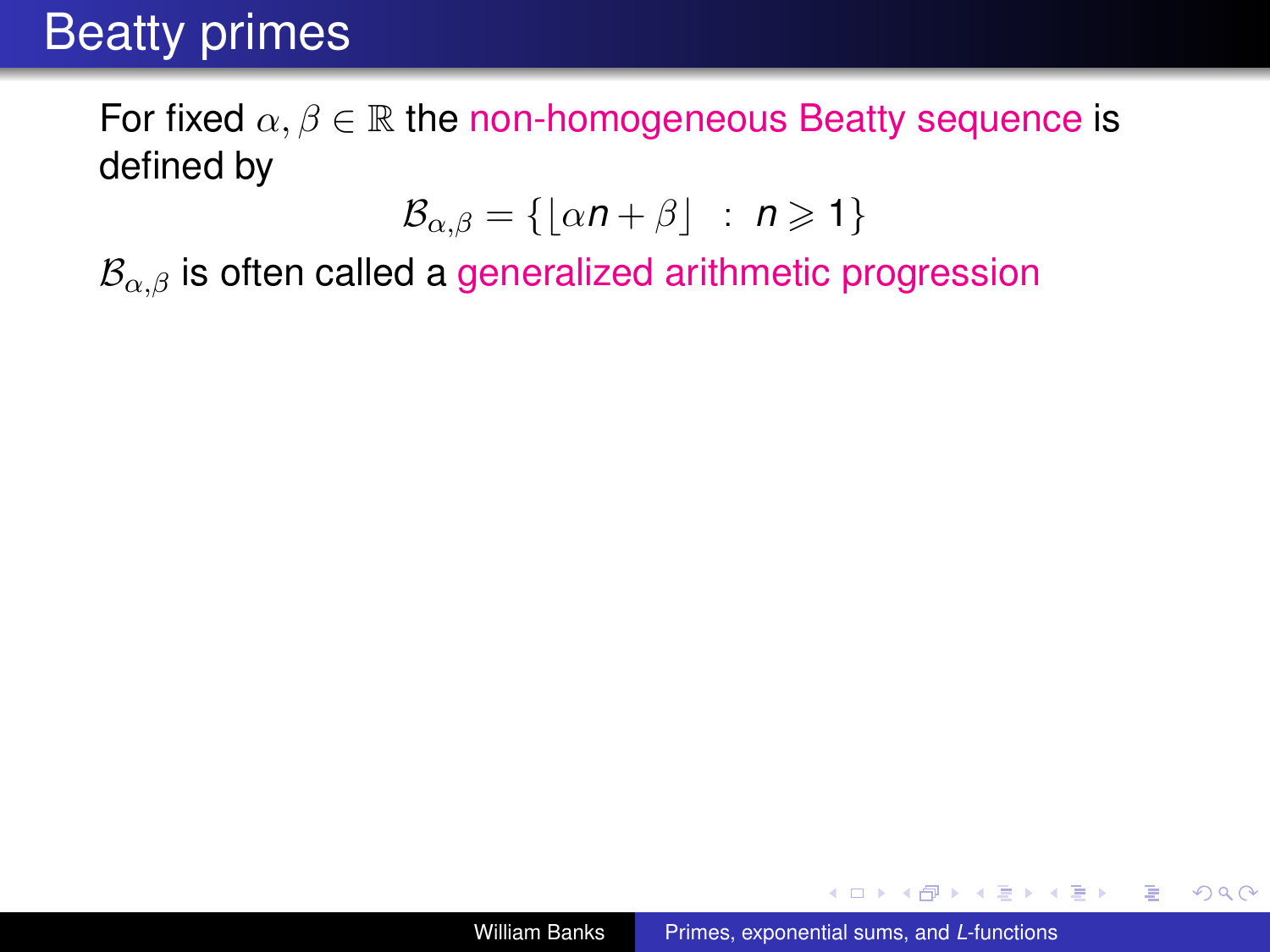# Beatty primes

For fixed $\alpha, \beta \in \mathbb{R}$ the non-homogeneous Beatty sequence is defined by

$$\mathcal{B}_{\alpha,\beta} = \{\lfloor \alpha n + \beta \rfloor \ : \ n \geqslant 1\}$$

$\mathcal{B}_{\alpha,\beta}$ is often called a generalized arithmetic progression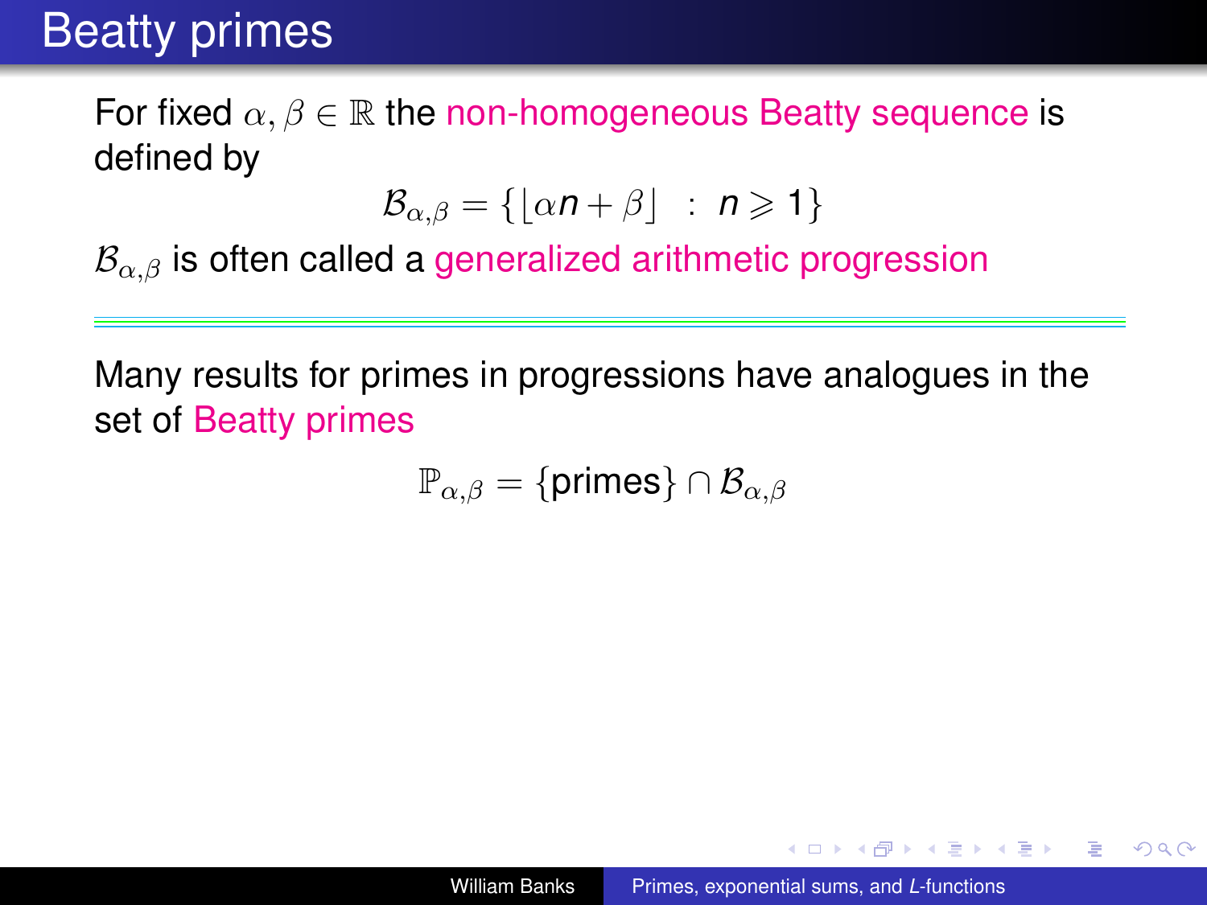# Beatty primes

For fixed $\alpha, \beta \in \mathbb{R}$ the non-homogeneous Beatty sequence is defined by

$$\mathcal{B}_{\alpha,\beta} = \{\lfloor \alpha n + \beta \rfloor \ : \ n \geqslant 1\}$$

$\mathcal{B}_{\alpha,\beta}$ is often called a generalized arithmetic progression

---

Many results for primes in progressions have analogues in the set of Beatty primes

$$\mathbb{P}_{\alpha,\beta} = \{\text{primes}\} \cap \mathcal{B}_{\alpha,\beta}$$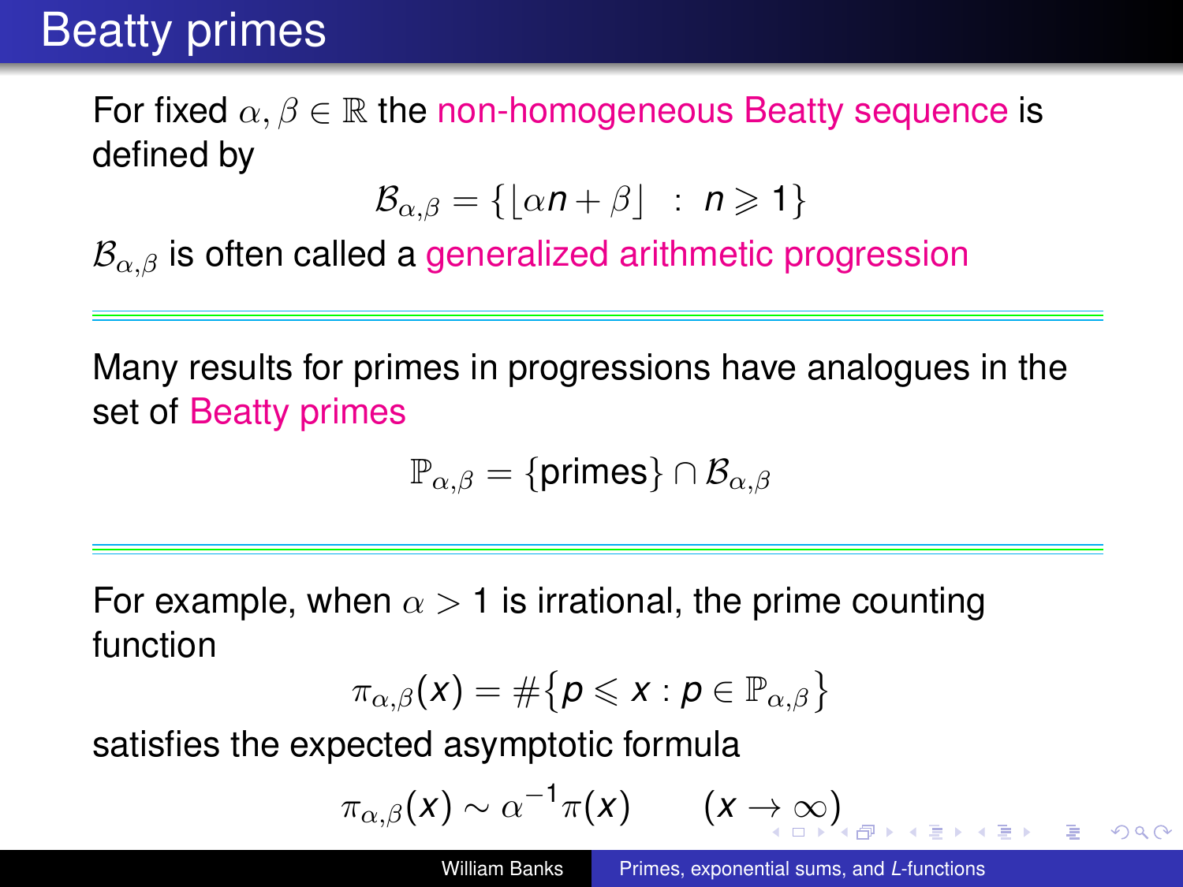# Beatty primes

For fixed $\alpha, \beta \in \mathbb{R}$ the non-homogeneous Beatty sequence is defined by

$$\mathcal{B}_{\alpha,\beta} = \{\lfloor \alpha n + \beta \rfloor \ : \ n \geqslant 1\}$$

$\mathcal{B}_{\alpha,\beta}$ is often called a generalized arithmetic progression

---

Many results for primes in progressions have analogues in the set of Beatty primes

$$\mathbb{P}_{\alpha,\beta} = \{\text{primes}\} \cap \mathcal{B}_{\alpha,\beta}$$

---

For example, when $\alpha > 1$ is irrational, the prime counting function

$$\pi_{\alpha,\beta}(x) = \#\{p \leqslant x : p \in \mathbb{P}_{\alpha,\beta}\}$$

satisfies the expected asymptotic formula

$$\pi_{\alpha,\beta}(x) \sim \alpha^{-1}\pi(x) \qquad (x \to \infty)$$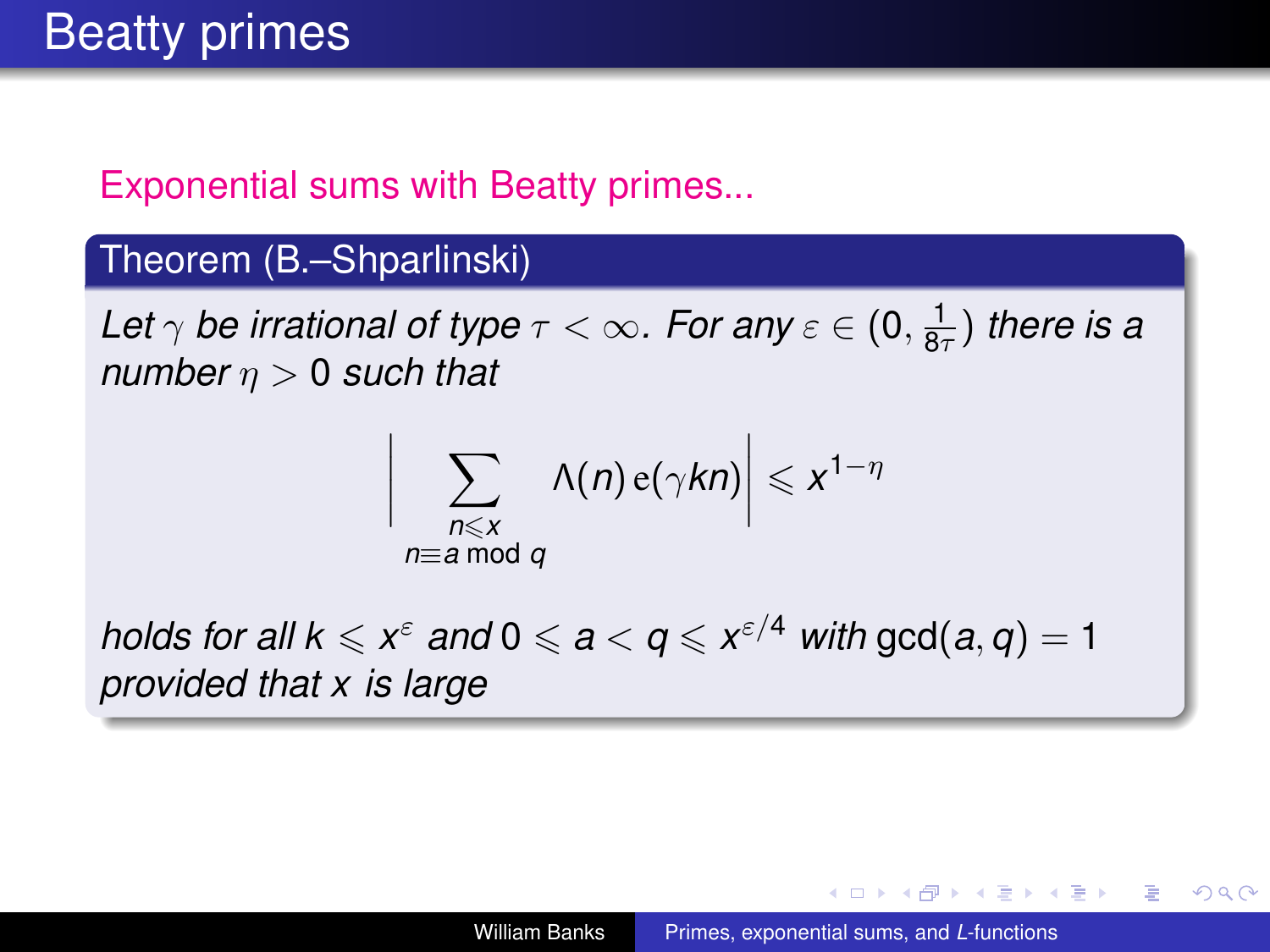# Beatty primes

Exponential sums with Beatty primes...

**Theorem (B.–Shparlinski)**

*Let $\gamma$ be irrational of type $\tau < \infty$. For any $\varepsilon \in (0, \frac{1}{8\tau})$ there is a number $\eta > 0$ such that*

$$\Bigg| \sum_{\substack{n \leqslant x \\ n \equiv a \bmod q}} \Lambda(n)\, \mathrm{e}(\gamma k n) \Bigg| \leqslant x^{1-\eta}$$

*holds for all $k \leqslant x^{\varepsilon}$ and $0 \leqslant a < q \leqslant x^{\varepsilon/4}$ with $\gcd(a, q) = 1$ provided that $x$ is large*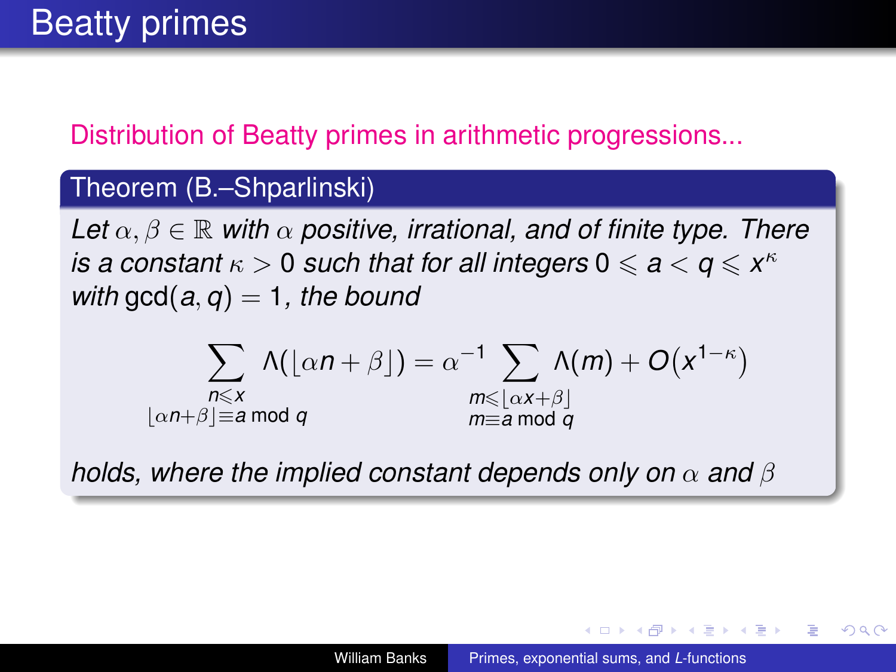# Beatty primes

Distribution of Beatty primes in arithmetic progressions...

**Theorem (B.–Shparlinski)**

*Let $\alpha, \beta \in \mathbb{R}$ with $\alpha$ positive, irrational, and of finite type. There is a constant $\kappa > 0$ such that for all integers $0 \leqslant a < q \leqslant x^{\kappa}$ with $\gcd(a, q) = 1$, the bound*

$$\sum_{\substack{n \leqslant x \\ \lfloor \alpha n + \beta \rfloor \equiv a \bmod q}} \Lambda(\lfloor \alpha n + \beta \rfloor) = \alpha^{-1} \sum_{\substack{m \leqslant \lfloor \alpha x + \beta \rfloor \\ m \equiv a \bmod q}} \Lambda(m) + O\big(x^{1-\kappa}\big)$$

*holds, where the implied constant depends only on $\alpha$ and $\beta$*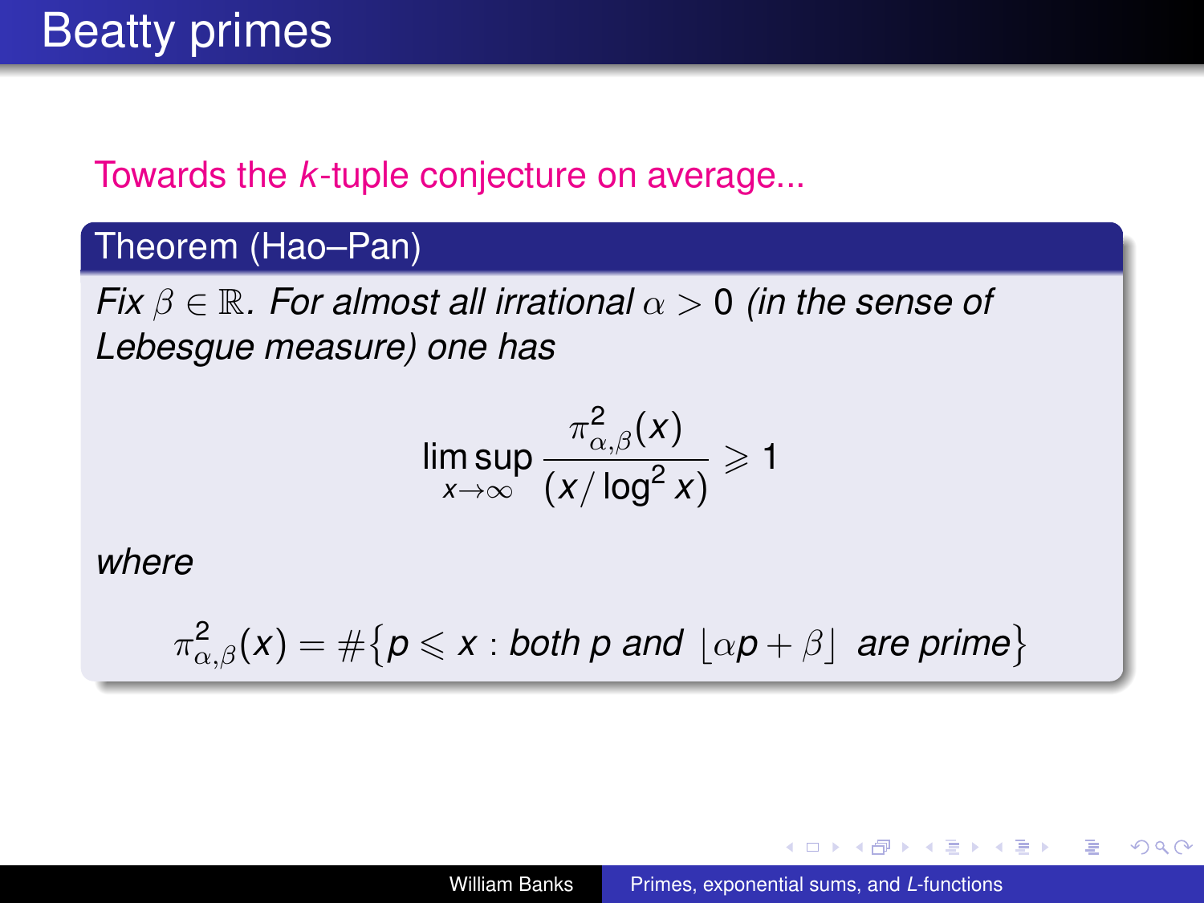# Beatty primes

Towards the *k*-tuple conjecture on average...

**Theorem (Hao–Pan)**

*Fix $\beta \in \mathbb{R}$. For almost all irrational $\alpha > 0$ (in the sense of Lebesgue measure) one has*

$$\limsup_{x\to\infty} \frac{\pi^2_{\alpha,\beta}(x)}{(x/\log^2 x)} \geqslant 1$$

*where*

$$\pi^2_{\alpha,\beta}(x) = \#\{p \leqslant x : \text{both } p \text{ and } \lfloor \alpha p + \beta \rfloor \text{ are prime}\}$$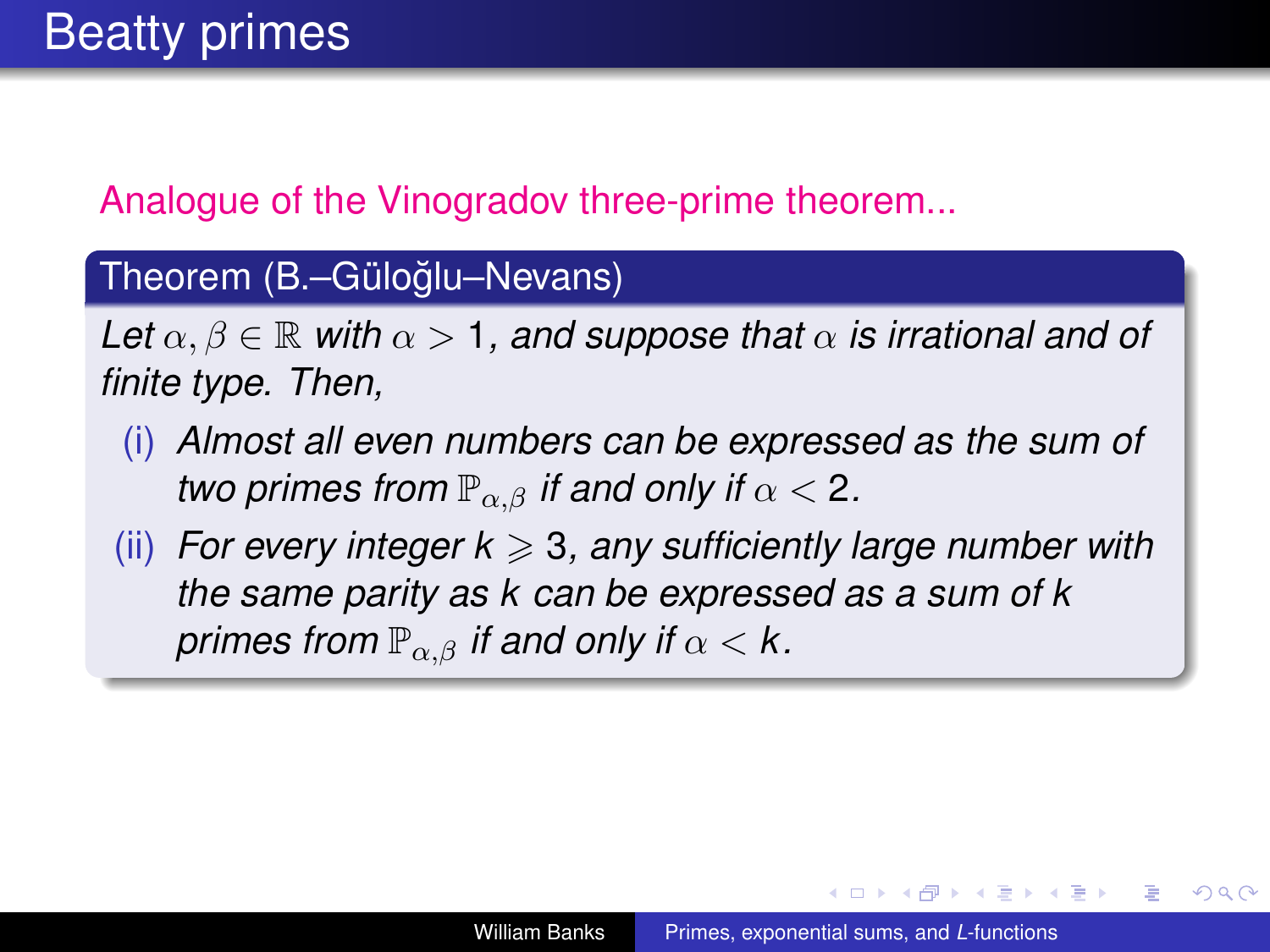# Beatty primes

Analogue of the Vinogradov three-prime theorem...

**Theorem (B.–Güloğlu–Nevans)**

*Let $\alpha, \beta \in \mathbb{R}$ with $\alpha > 1$, and suppose that $\alpha$ is irrational and of finite type. Then,*

(i) *Almost all even numbers can be expressed as the sum of two primes from $\mathbb{P}_{\alpha,\beta}$ if and only if $\alpha < 2$.*

(ii) *For every integer $k \geqslant 3$, any sufficiently large number with the same parity as $k$ can be expressed as a sum of $k$ primes from $\mathbb{P}_{\alpha,\beta}$ if and only if $\alpha < k$.*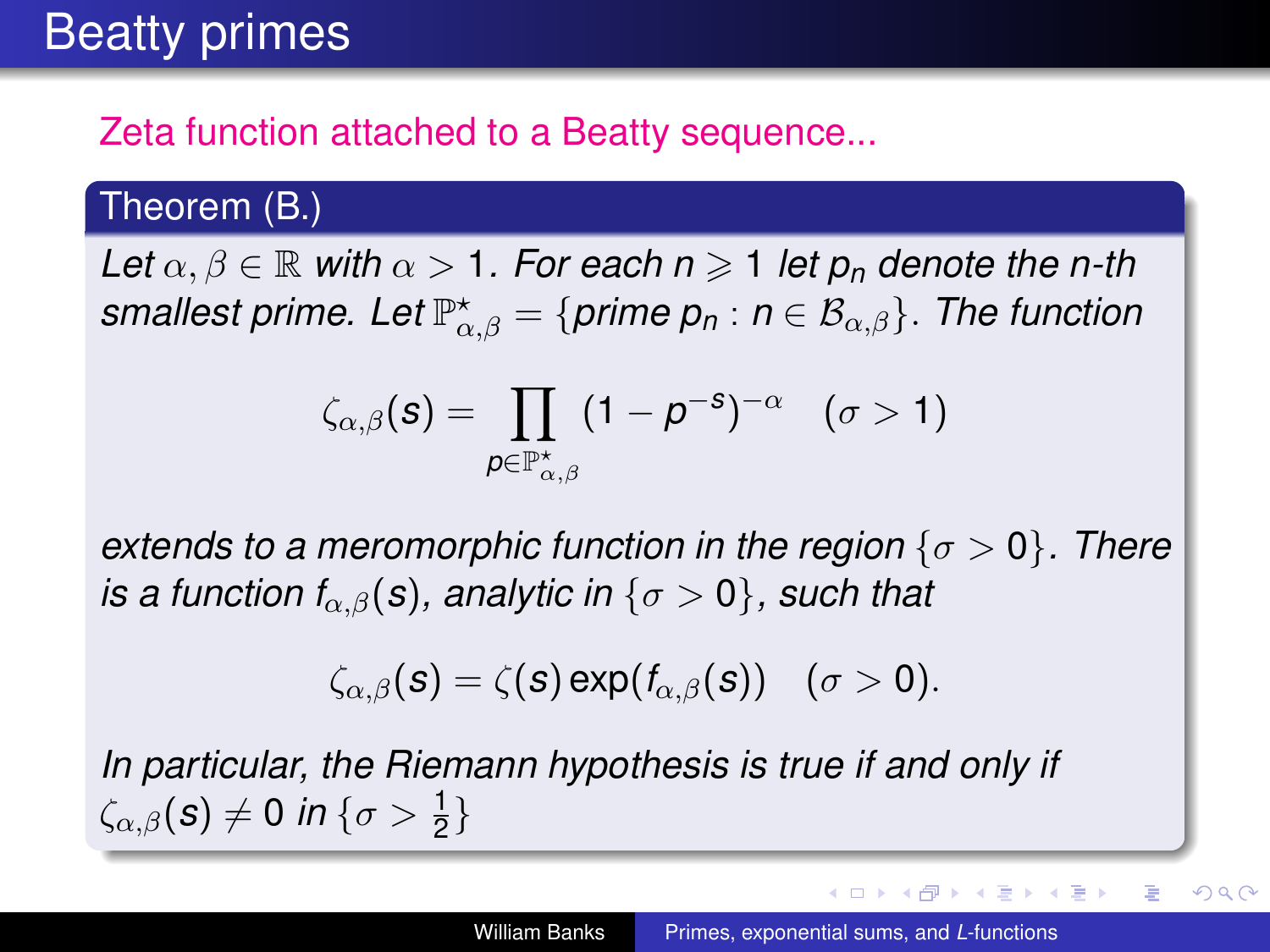# Beatty primes

Zeta function attached to a Beatty sequence...

**Theorem (B.)**

*Let $\alpha, \beta \in \mathbb{R}$ with $\alpha > 1$. For each $n \geqslant 1$ let $p_n$ denote the n-th smallest prime. Let $\mathbb{P}^{\star}_{\alpha,\beta} = \{\text{prime } p_n : n \in \mathcal{B}_{\alpha,\beta}\}$. The function*

$$\zeta_{\alpha,\beta}(s) = \prod_{p \in \mathbb{P}^{\star}_{\alpha,\beta}} (1 - p^{-s})^{-\alpha} \quad (\sigma > 1)$$

*extends to a meromorphic function in the region $\{\sigma > 0\}$. There is a function $f_{\alpha,\beta}(s)$, analytic in $\{\sigma > 0\}$, such that*

$$\zeta_{\alpha,\beta}(s) = \zeta(s) \exp(f_{\alpha,\beta}(s)) \quad (\sigma > 0).$$

*In particular, the Riemann hypothesis is true if and only if $\zeta_{\alpha,\beta}(s) \neq 0$ in $\{\sigma > \frac{1}{2}\}$*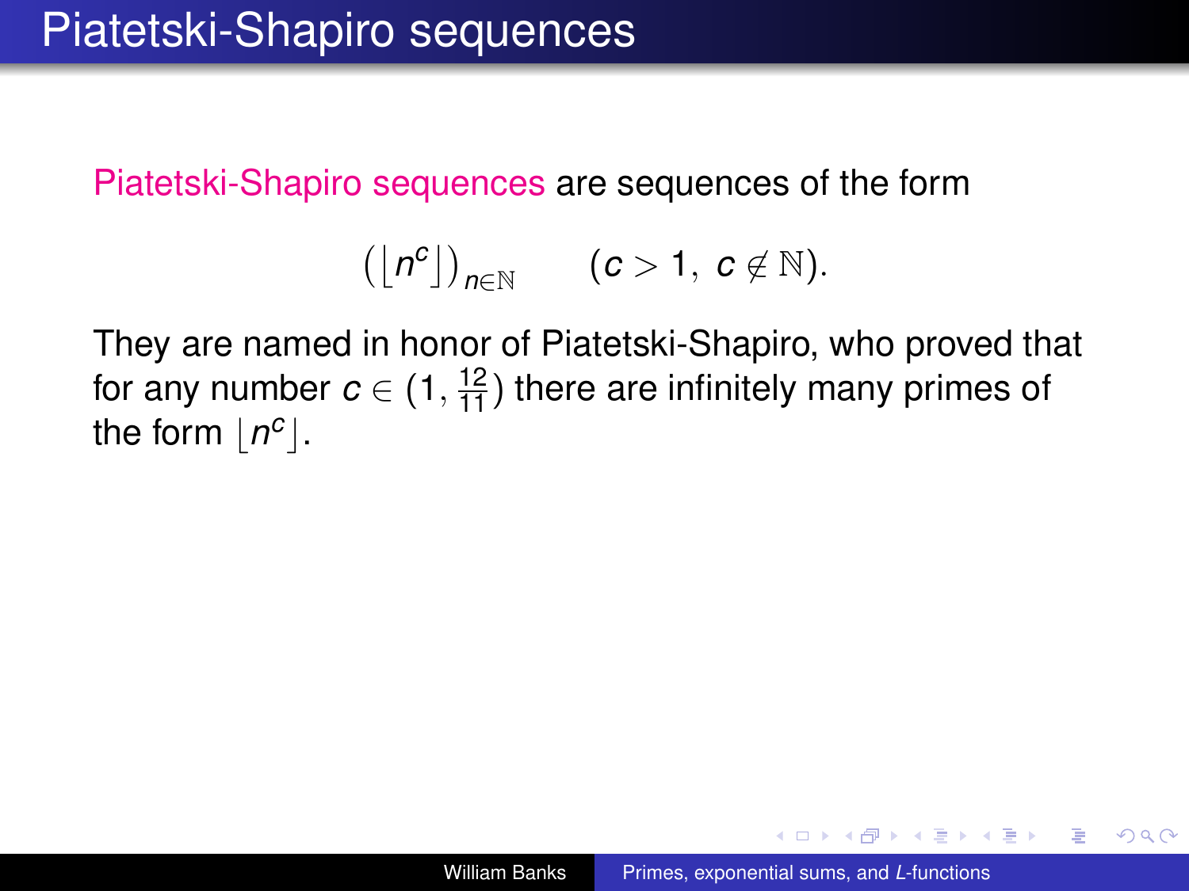# Piatetski-Shapiro sequences

Piatetski-Shapiro sequences are sequences of the form

$$\left(\lfloor n^c \rfloor\right)_{n\in\mathbb{N}} \qquad (c > 1,\ c \notin \mathbb{N}).$$

They are named in honor of Piatetski-Shapiro, who proved that for any number $c \in (1, \frac{12}{11})$ there are infinitely many primes of the form $\lfloor n^c \rfloor$.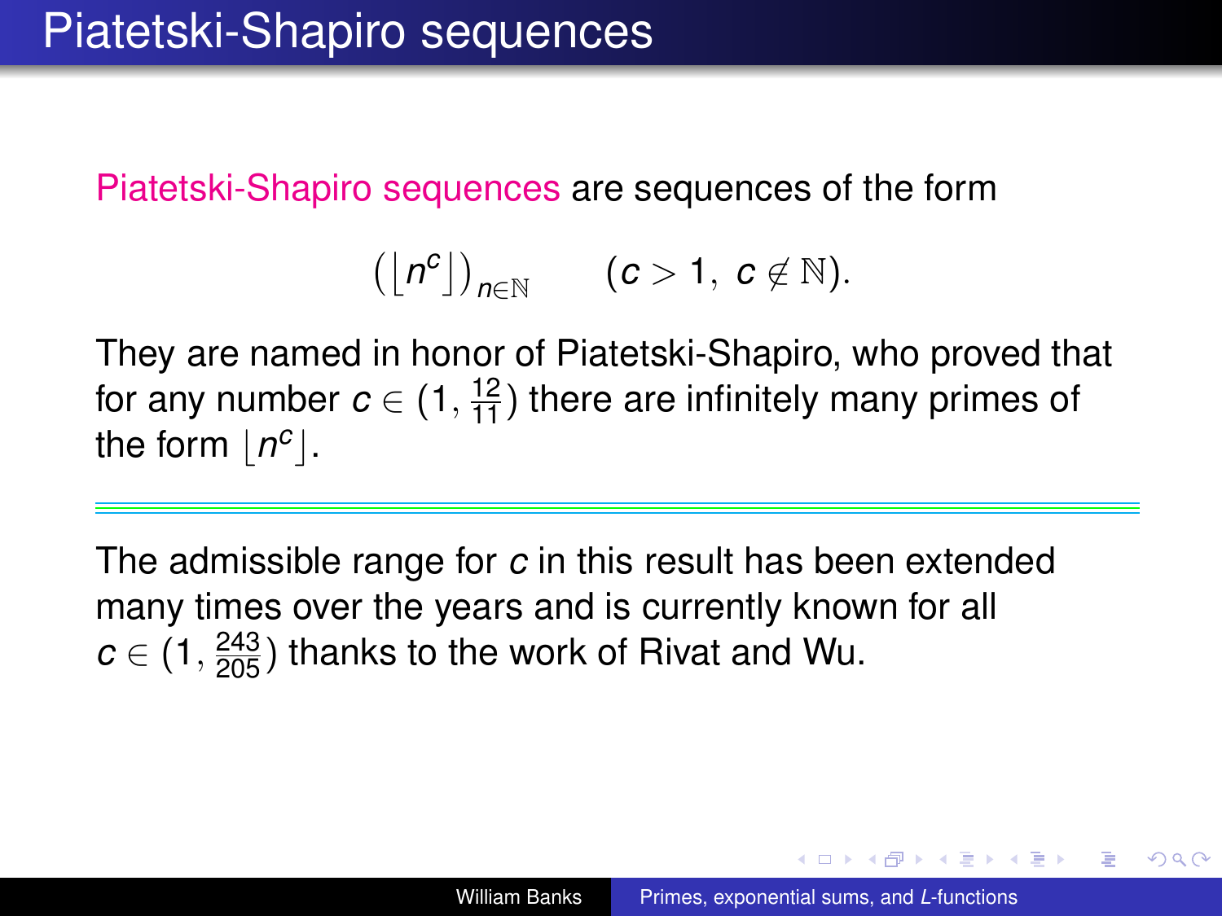# Piatetski-Shapiro sequences

Piatetski-Shapiro sequences are sequences of the form

$$\big(\lfloor n^c \rfloor\big)_{n\in\mathbb{N}} \qquad (c > 1,\ c \notin \mathbb{N}).$$

They are named in honor of Piatetski-Shapiro, who proved that for any number $c \in (1, \frac{12}{11})$ there are infinitely many primes of the form $\lfloor n^c \rfloor$.

---

The admissible range for $c$ in this result has been extended many times over the years and is currently known for all $c \in (1, \frac{243}{205})$ thanks to the work of Rivat and Wu.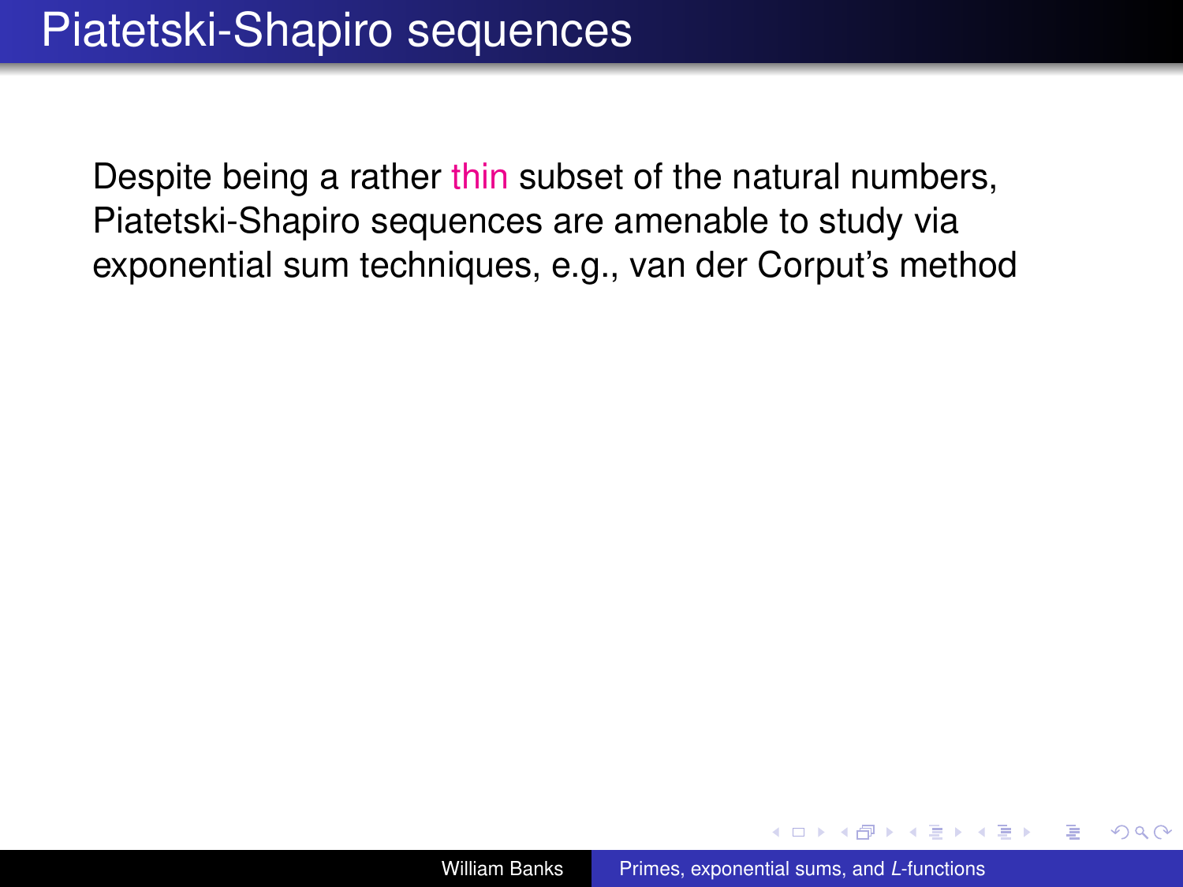# Piatetski-Shapiro sequences

Despite being a rather thin subset of the natural numbers, Piatetski-Shapiro sequences are amenable to study via exponential sum techniques, e.g., van der Corput's method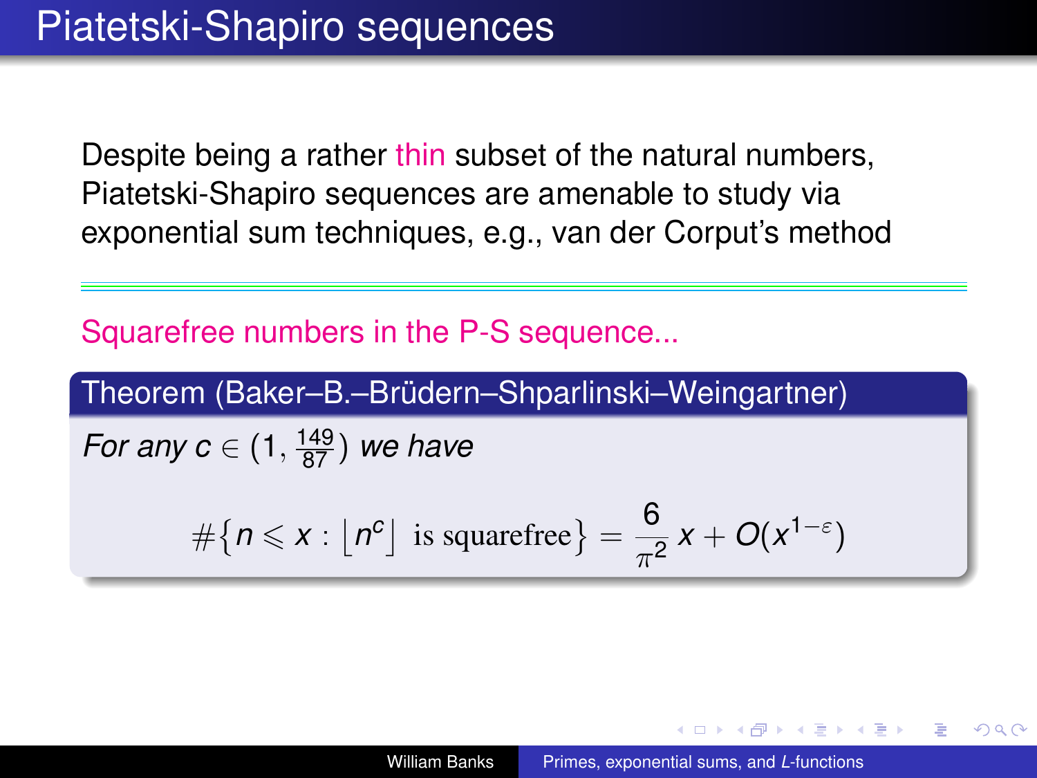# Piatetski-Shapiro sequences

Despite being a rather thin subset of the natural numbers, Piatetski-Shapiro sequences are amenable to study via exponential sum techniques, e.g., van der Corput's method

---

Squarefree numbers in the P-S sequence...

**Theorem (Baker–B.–Brüdern–Shparlinski–Weingartner)**

*For any* $c \in (1, \frac{149}{87})$ *we have*

$$\#\{n \leqslant x : \lfloor n^c \rfloor \text{ is squarefree}\} = \frac{6}{\pi^2}\, x + O(x^{1-\varepsilon})$$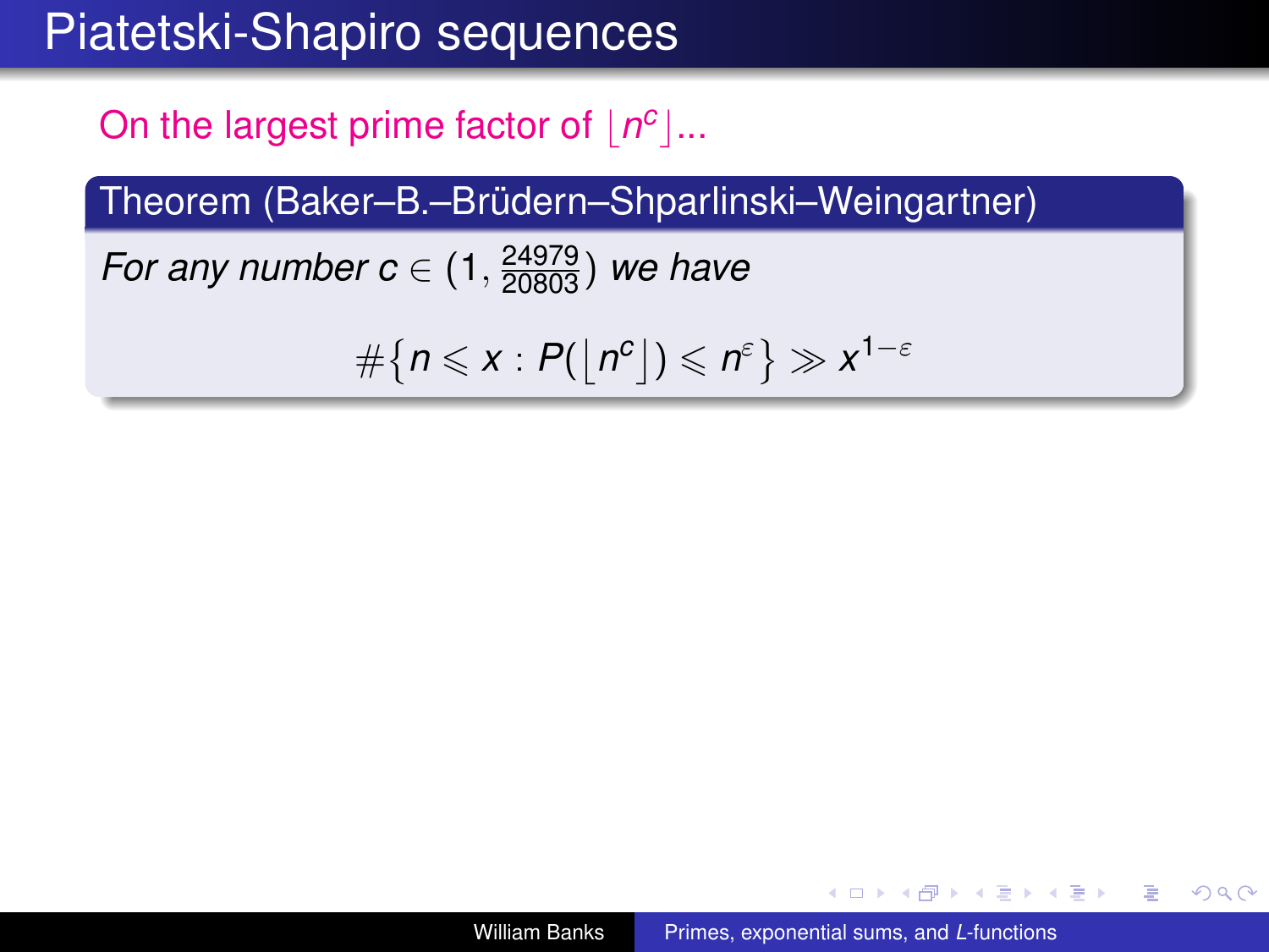# Piatetski-Shapiro sequences

On the largest prime factor of $\lfloor n^c \rfloor$...

**Theorem (Baker–B.–Brüdern–Shparlinski–Weingartner)**

*For any number* $c \in (1, \frac{24979}{20803})$ *we have*

$$\#\{n \leqslant x : P(\lfloor n^c \rfloor) \leqslant n^\varepsilon\} \gg x^{1-\varepsilon}$$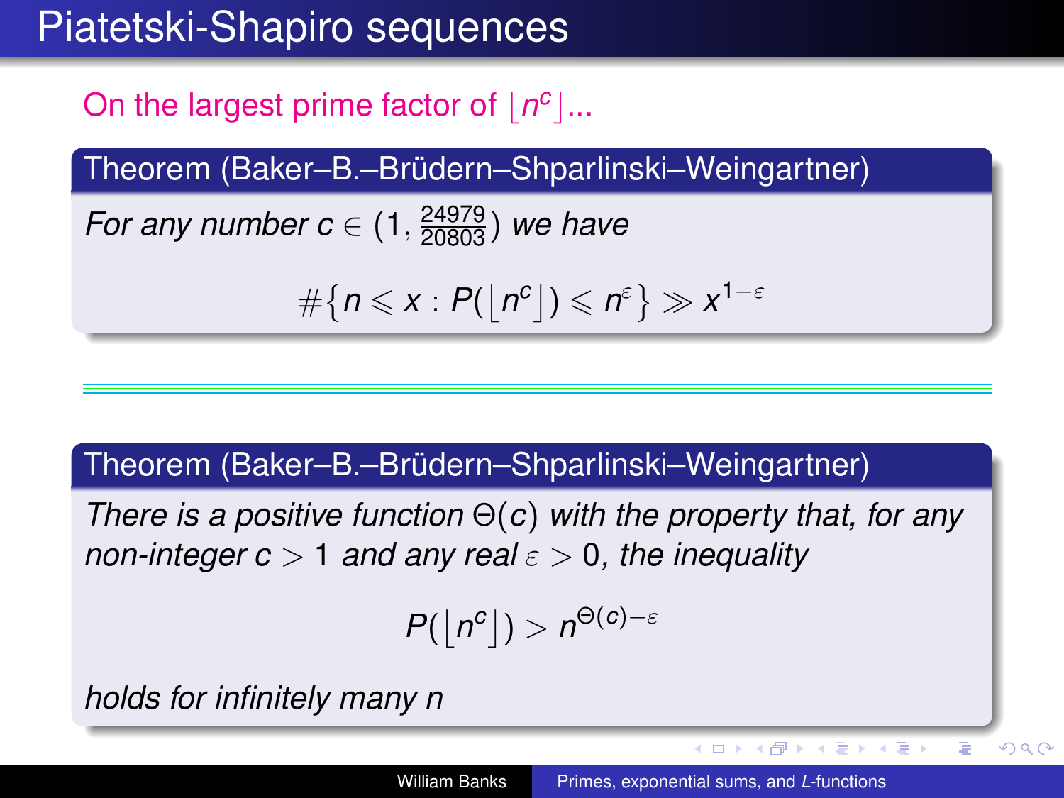# Piatetski-Shapiro sequences

On the largest prime factor of $\lfloor n^c \rfloor$...

**Theorem (Baker–B.–Brüdern–Shparlinski–Weingartner)**

*For any number* $c \in (1, \frac{24979}{20803})$ *we have*

$$\#\{n \leqslant x : P(\lfloor n^c \rfloor) \leqslant n^\varepsilon\} \gg x^{1-\varepsilon}$$

---

**Theorem (Baker–B.–Brüdern–Shparlinski–Weingartner)**

*There is a positive function* $\Theta(c)$ *with the property that, for any non-integer* $c > 1$ *and any real* $\varepsilon > 0$*, the inequality*

$$P(\lfloor n^c \rfloor) > n^{\Theta(c)-\varepsilon}$$

*holds for infinitely many* $n$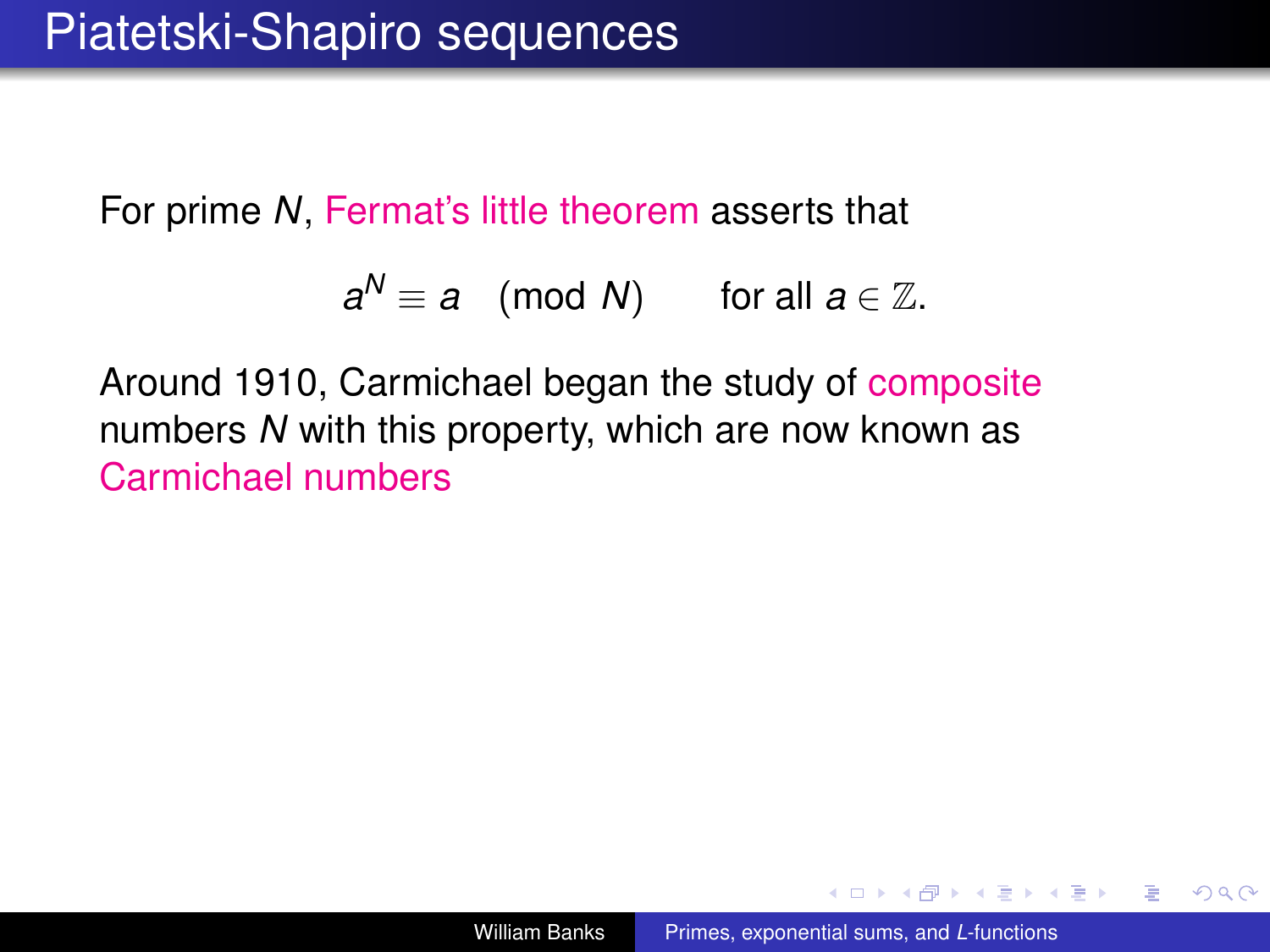# Piatetski-Shapiro sequences

For prime $N$, Fermat's little theorem asserts that

$$a^N \equiv a \pmod{N} \qquad \text{for all } a \in \mathbb{Z}.$$

Around 1910, Carmichael began the study of composite numbers $N$ with this property, which are now known as Carmichael numbers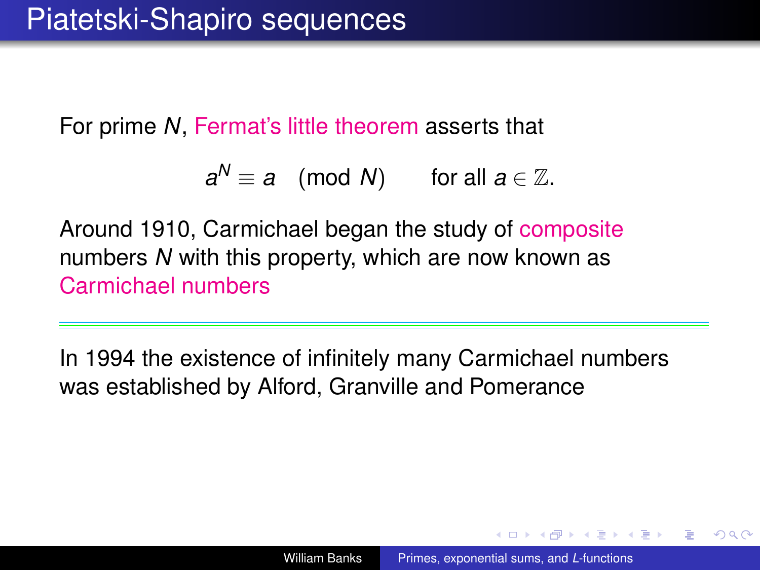# Piatetski-Shapiro sequences

For prime $N$, Fermat's little theorem asserts that

$$a^N \equiv a \pmod{N} \qquad \text{for all } a \in \mathbb{Z}.$$

Around 1910, Carmichael began the study of composite numbers $N$ with this property, which are now known as Carmichael numbers

---

In 1994 the existence of infinitely many Carmichael numbers was established by Alford, Granville and Pomerance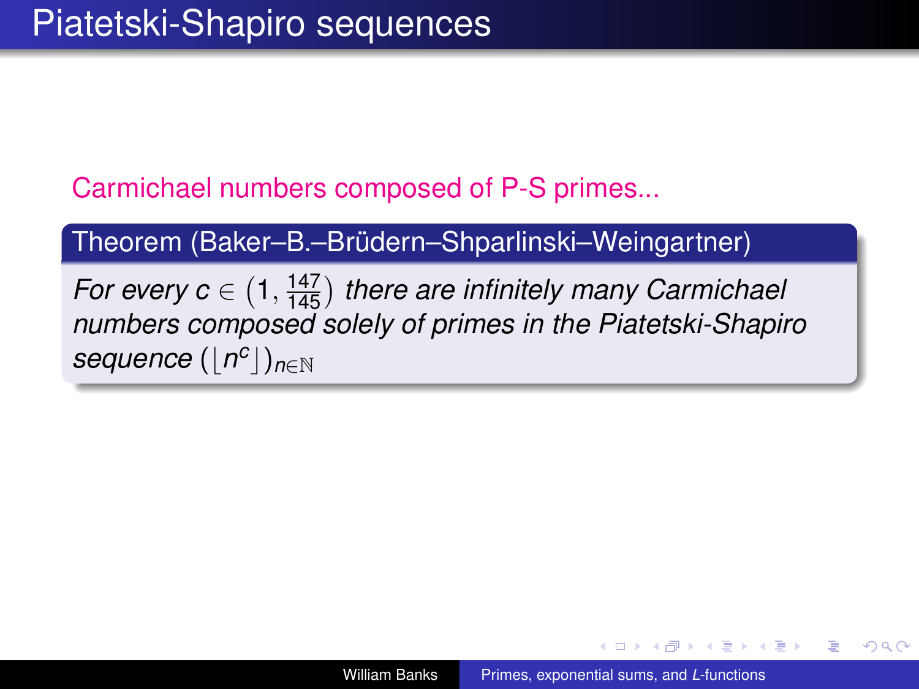# Piatetski-Shapiro sequences

Carmichael numbers composed of P-S primes...

**Theorem (Baker–B.–Brüdern–Shparlinski–Weingartner)**

*For every $c \in (1, \frac{147}{145})$ there are infinitely many Carmichael numbers composed solely of primes in the Piatetski-Shapiro sequence $(\lfloor n^c \rfloor)_{n \in \mathbb{N}}$*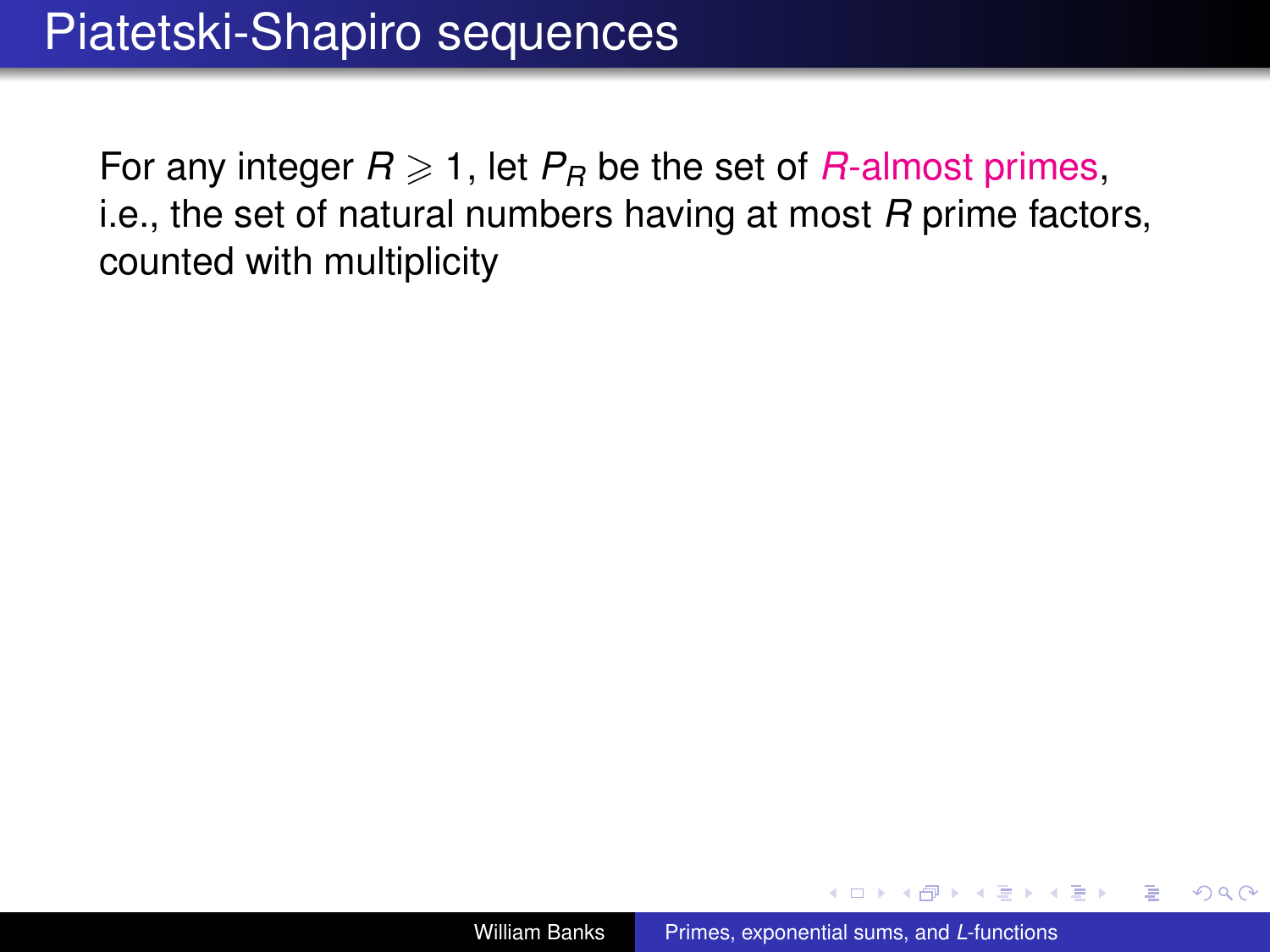# Piatetski-Shapiro sequences

For any integer $R \geqslant 1$, let $P_R$ be the set of *$R$-almost primes*, i.e., the set of natural numbers having at most $R$ prime factors, counted with multiplicity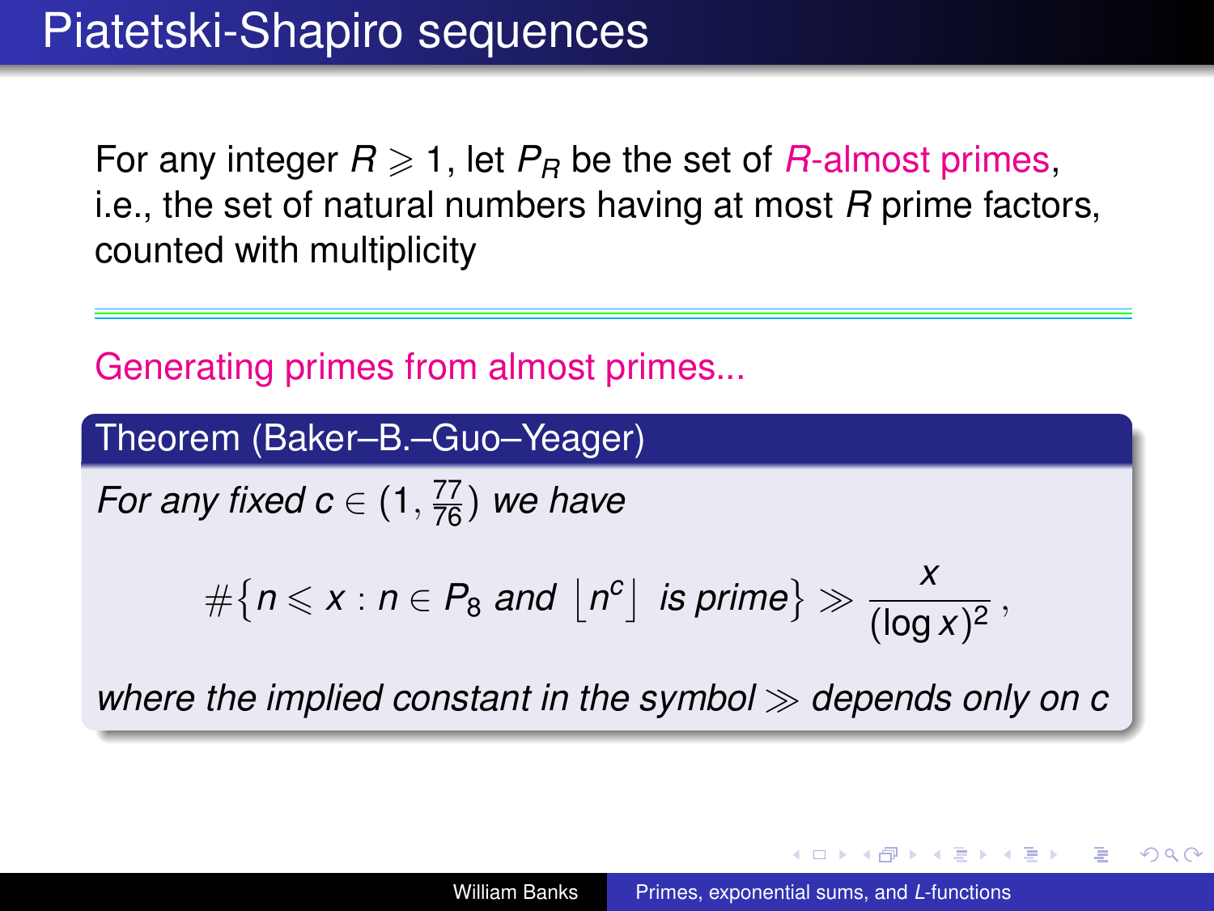# Piatetski-Shapiro sequences

For any integer $R \geqslant 1$, let $P_R$ be the set of *R-almost primes*, i.e., the set of natural numbers having at most $R$ prime factors, counted with multiplicity

---

Generating primes from almost primes...

**Theorem (Baker–B.–Guo–Yeager)**

*For any fixed $c \in (1, \frac{77}{76})$ we have*

$$\#\big\{n \leqslant x : n \in P_8 \text{ and } \lfloor n^c \rfloor \text{ is prime}\big\} \gg \frac{x}{(\log x)^2},$$

*where the implied constant in the symbol $\gg$ depends only on $c$*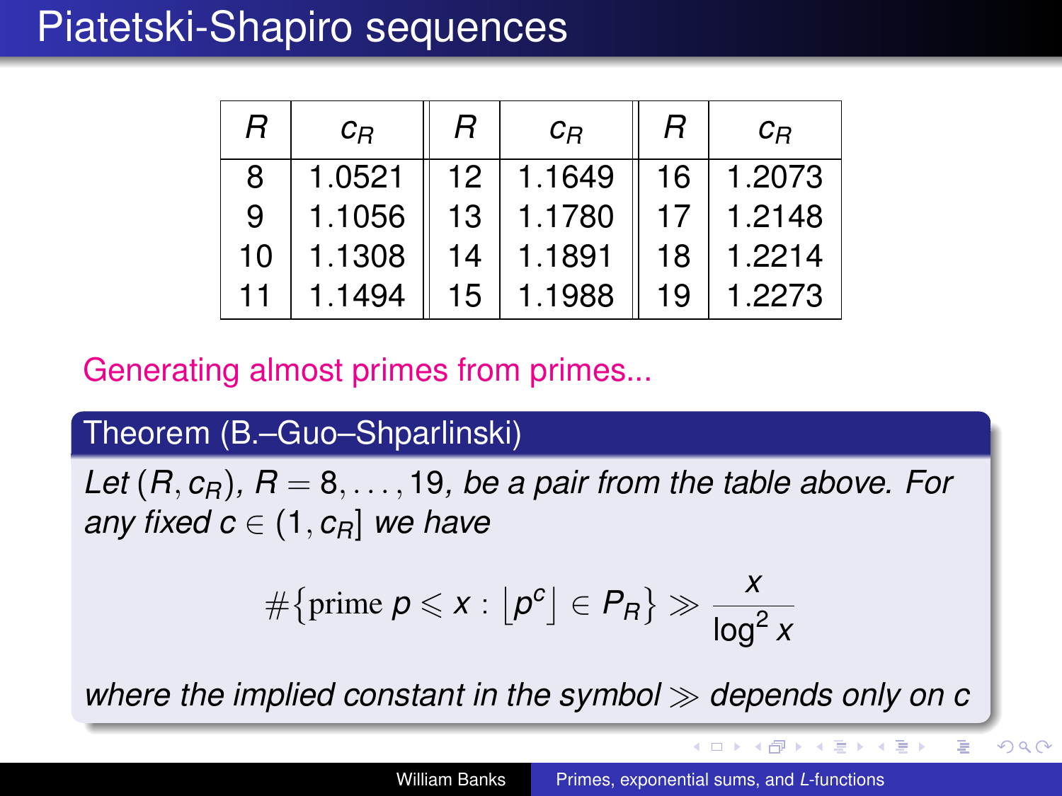# Piatetski-Shapiro sequences

| $R$ | $c_R$ | $R$ | $c_R$ | $R$ | $c_R$ |
|---|---|---|---|---|---|
| 8 | 1.0521 | 12 | 1.1649 | 16 | 1.2073 |
| 9 | 1.1056 | 13 | 1.1780 | 17 | 1.2148 |
| 10 | 1.1308 | 14 | 1.1891 | 18 | 1.2214 |
| 11 | 1.1494 | 15 | 1.1988 | 19 | 1.2273 |

Generating almost primes from primes...

**Theorem (B.–Guo–Shparlinski)**

*Let $(R, c_R)$, $R = 8, \ldots, 19$, be a pair from the table above. For any fixed $c \in (1, c_R]$ we have*

$$\#\{\text{prime } p \leqslant x : \lfloor p^c \rfloor \in P_R\} \gg \frac{x}{\log^2 x}$$

*where the implied constant in the symbol $\gg$ depends only on $c$*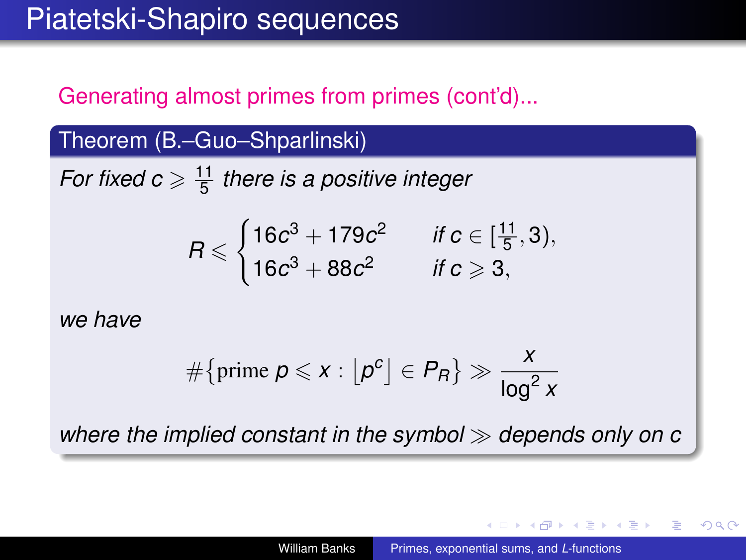# Piatetski-Shapiro sequences

Generating almost primes from primes (cont'd)...

**Theorem (B.–Guo–Shparlinski)**

*For fixed $c \geqslant \frac{11}{5}$ there is a positive integer*

$$R \leqslant \begin{cases} 16c^3 + 179c^2 & \text{if } c \in [\frac{11}{5}, 3), \\ 16c^3 + 88c^2 & \text{if } c \geqslant 3, \end{cases}$$

*we have*

$$\#\{\text{prime } p \leqslant x : \lfloor p^c \rfloor \in P_R\} \gg \frac{x}{\log^2 x}$$

*where the implied constant in the symbol $\gg$ depends only on $c$*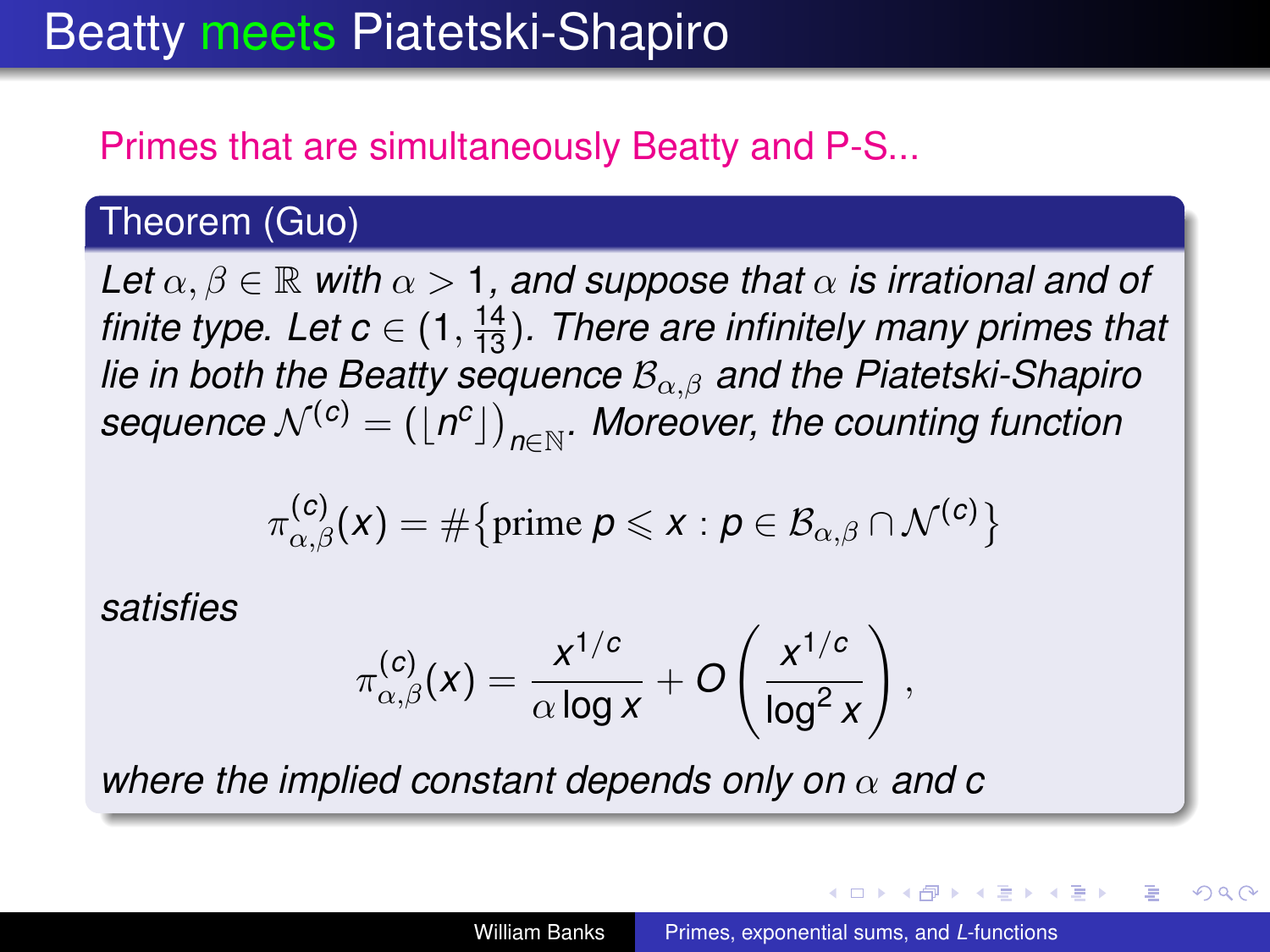# Beatty meets Piatetski-Shapiro

Primes that are simultaneously Beatty and P-S...

**Theorem (Guo)**

*Let $\alpha, \beta \in \mathbb{R}$ with $\alpha > 1$, and suppose that $\alpha$ is irrational and of finite type. Let $c \in (1, \frac{14}{13})$. There are infinitely many primes that lie in both the Beatty sequence $\mathcal{B}_{\alpha,\beta}$ and the Piatetski-Shapiro sequence $\mathcal{N}^{(c)} = (\lfloor n^c \rfloor)_{n \in \mathbb{N}}$. Moreover, the counting function*

$$\pi_{\alpha,\beta}^{(c)}(x) = \#\{\text{prime } p \leqslant x : p \in \mathcal{B}_{\alpha,\beta} \cap \mathcal{N}^{(c)}\}$$

*satisfies*

$$\pi_{\alpha,\beta}^{(c)}(x) = \frac{x^{1/c}}{\alpha \log x} + O\left(\frac{x^{1/c}}{\log^2 x}\right),$$

*where the implied constant depends only on $\alpha$ and $c$*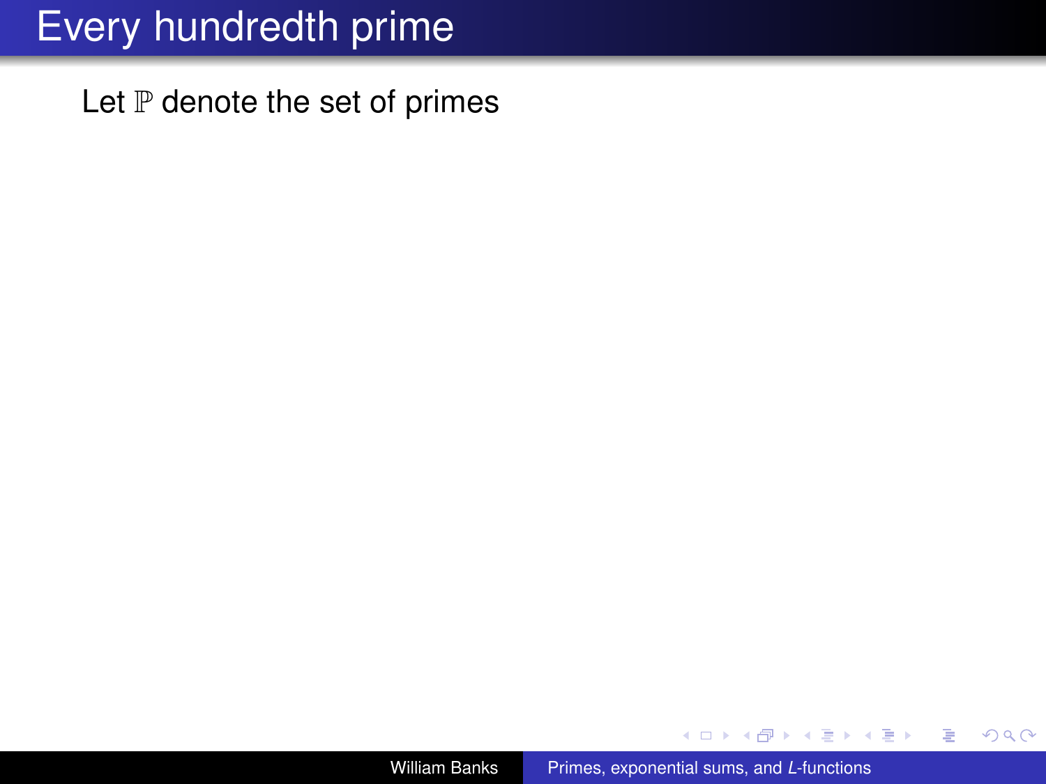# Every hundredth prime

Let $\mathbb{P}$ denote the set of primes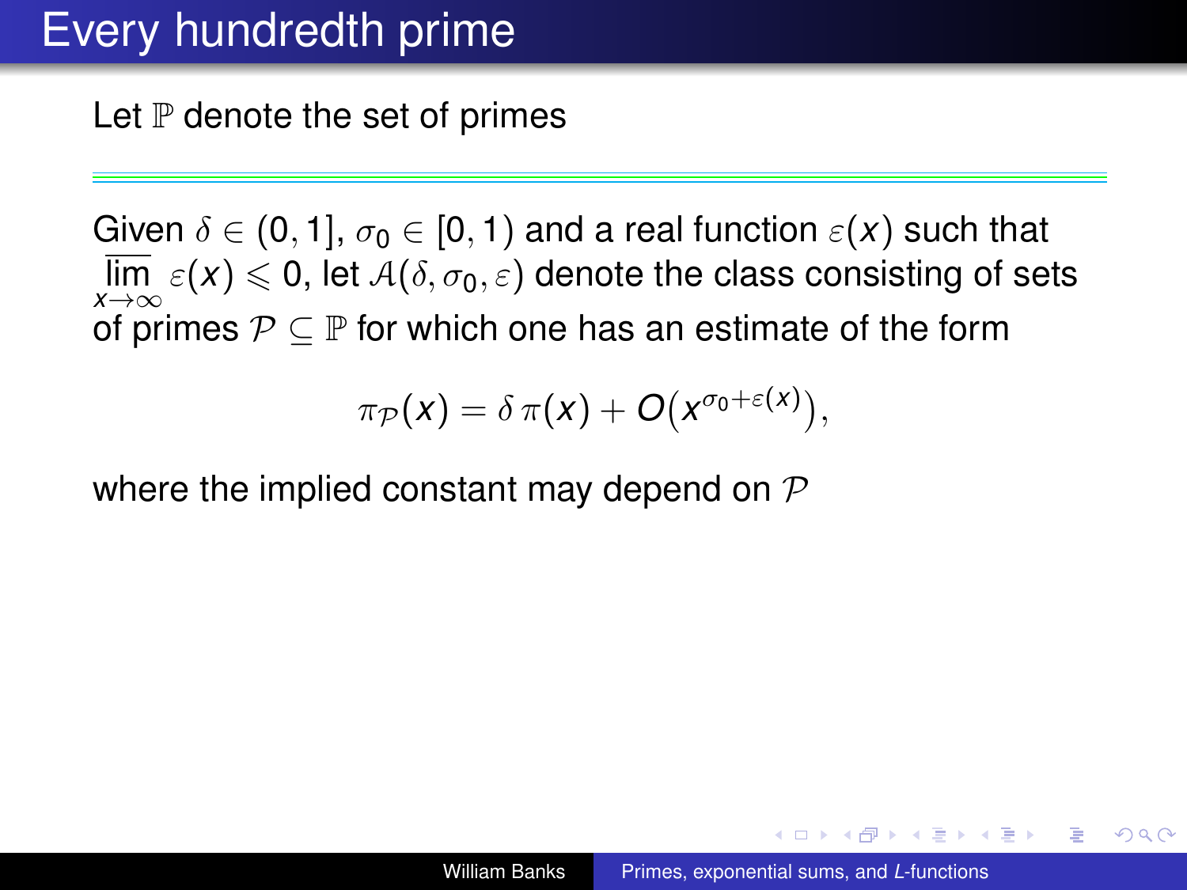# Every hundredth prime

Let $\mathbb{P}$ denote the set of primes

---

Given $\delta \in (0,1]$, $\sigma_0 \in [0,1)$ and a real function $\varepsilon(x)$ such that $\varlimsup_{x\to\infty} \varepsilon(x) \leqslant 0$, let $\mathcal{A}(\delta, \sigma_0, \varepsilon)$ denote the class consisting of sets of primes $\mathcal{P} \subseteq \mathbb{P}$ for which one has an estimate of the form

$$\pi_{\mathcal{P}}(x) = \delta\,\pi(x) + O\big(x^{\sigma_0+\varepsilon(x)}\big),$$

where the implied constant may depend on $\mathcal{P}$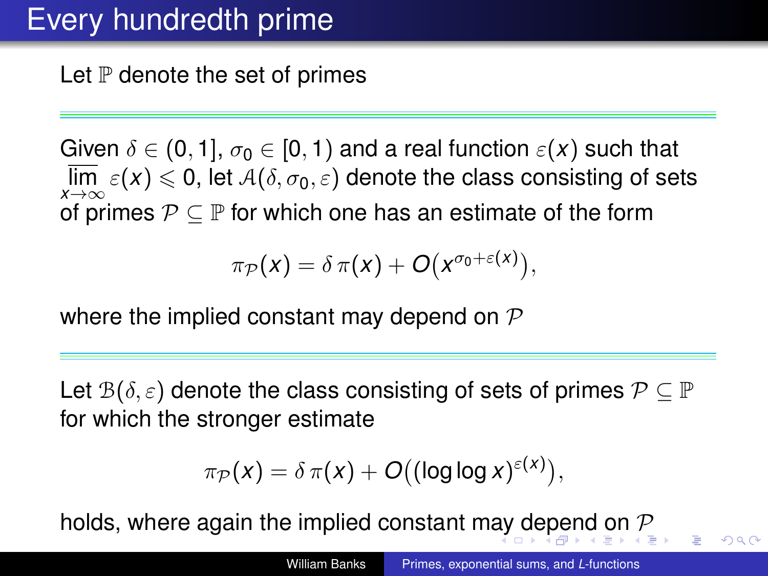# Every hundredth prime

Let $\mathbb{P}$ denote the set of primes

---

Given $\delta \in (0,1]$, $\sigma_0 \in [0,1)$ and a real function $\varepsilon(x)$ such that $\overline{\lim\limits_{x\to\infty}}\, \varepsilon(x) \leqslant 0$, let $\mathcal{A}(\delta, \sigma_0, \varepsilon)$ denote the class consisting of sets of primes $\mathcal{P} \subseteq \mathbb{P}$ for which one has an estimate of the form

$$\pi_{\mathcal{P}}(x) = \delta\, \pi(x) + O\big(x^{\sigma_0 + \varepsilon(x)}\big),$$

where the implied constant may depend on $\mathcal{P}$

---

Let $\mathcal{B}(\delta, \varepsilon)$ denote the class consisting of sets of primes $\mathcal{P} \subseteq \mathbb{P}$ for which the stronger estimate

$$\pi_{\mathcal{P}}(x) = \delta\, \pi(x) + O\big((\log\log x)^{\varepsilon(x)}\big),$$

holds, where again the implied constant may depend on $\mathcal{P}$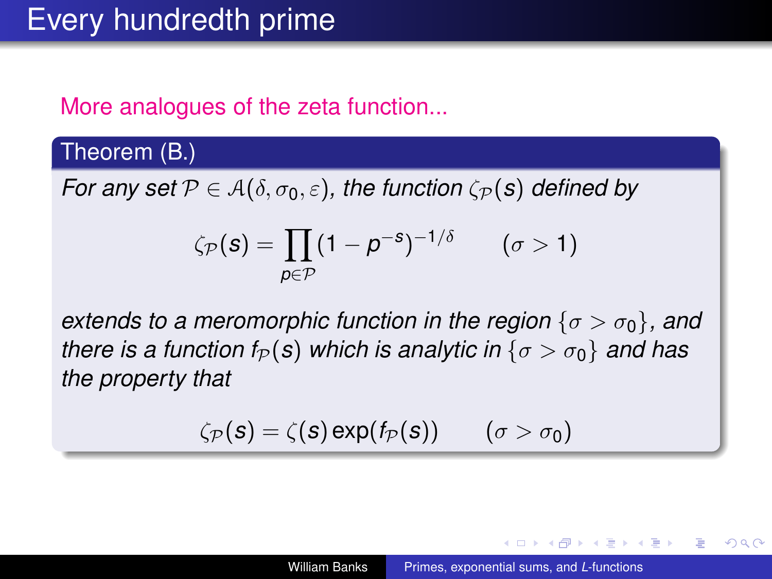# Every hundredth prime

More analogues of the zeta function...

**Theorem (B.)**

*For any set $\mathcal{P} \in \mathcal{A}(\delta, \sigma_0, \varepsilon)$, the function $\zeta_{\mathcal{P}}(s)$ defined by*

$$\zeta_{\mathcal{P}}(s) = \prod_{p \in \mathcal{P}} (1 - p^{-s})^{-1/\delta} \qquad (\sigma > 1)$$

*extends to a meromorphic function in the region $\{\sigma > \sigma_0\}$, and there is a function $f_{\mathcal{P}}(s)$ which is analytic in $\{\sigma > \sigma_0\}$ and has the property that*

$$\zeta_{\mathcal{P}}(s) = \zeta(s) \exp(f_{\mathcal{P}}(s)) \qquad (\sigma > \sigma_0)$$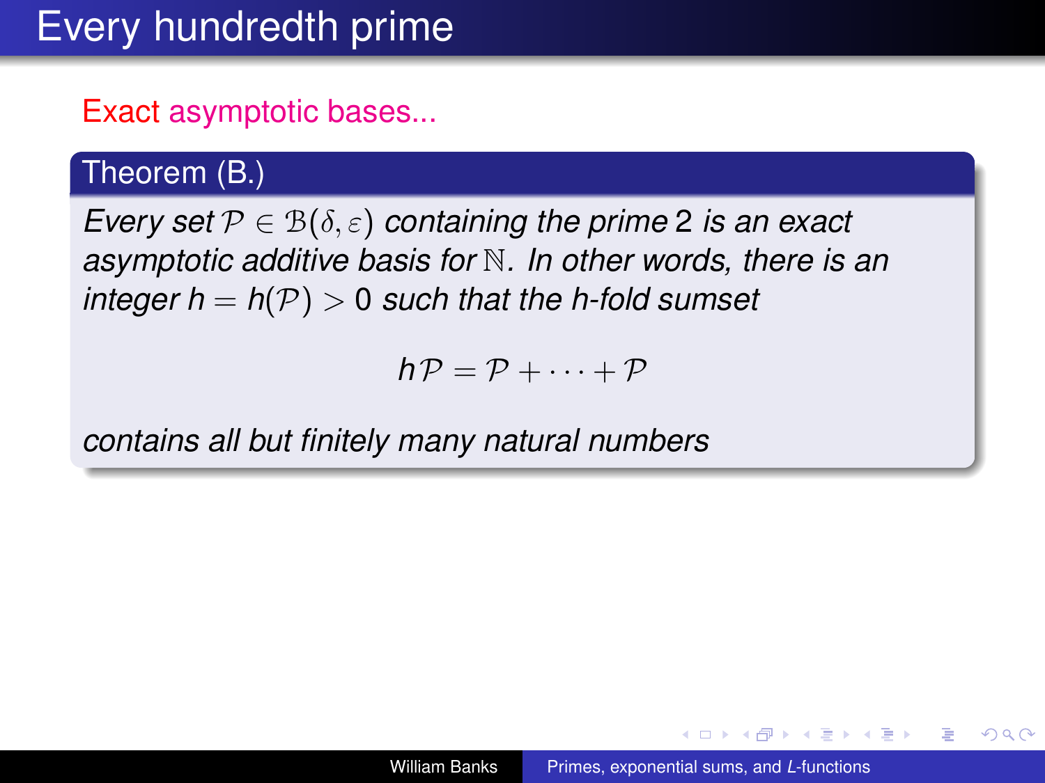# Every hundredth prime

Exact asymptotic bases...

**Theorem (B.)**

*Every set $\mathcal{P} \in \mathcal{B}(\delta, \varepsilon)$ containing the prime 2 is an exact asymptotic additive basis for $\mathbb{N}$. In other words, there is an integer $h = h(\mathcal{P}) > 0$ such that the h-fold sumset*

$$h\mathcal{P} = \mathcal{P} + \cdots + \mathcal{P}$$

*contains all but finitely many natural numbers*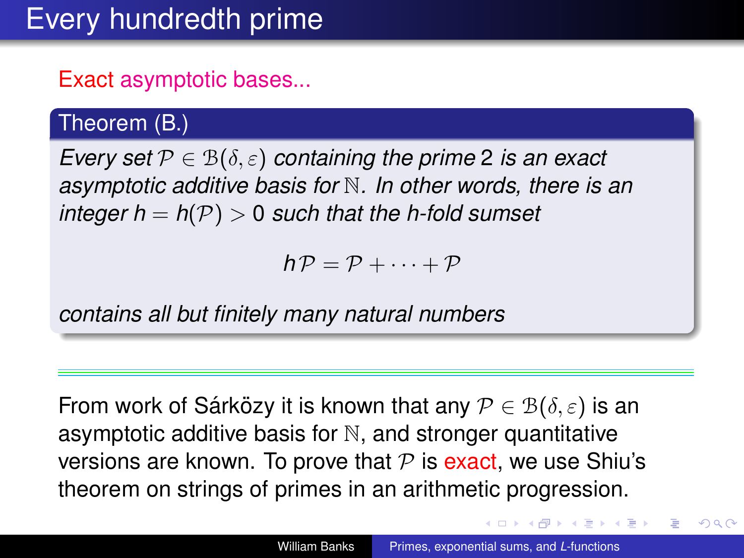# Every hundredth prime

Exact asymptotic bases...

**Theorem (B.)**

*Every set $\mathcal{P} \in \mathcal{B}(\delta, \varepsilon)$ containing the prime 2 is an exact asymptotic additive basis for $\mathbb{N}$. In other words, there is an integer $h = h(\mathcal{P}) > 0$ such that the h-fold sumset*

$$h\mathcal{P} = \mathcal{P} + \cdots + \mathcal{P}$$

*contains all but finitely many natural numbers*

---

From work of Sárközy it is known that any $\mathcal{P} \in \mathcal{B}(\delta, \varepsilon)$ is an asymptotic additive basis for $\mathbb{N}$, and stronger quantitative versions are known. To prove that $\mathcal{P}$ is exact, we use Shiu's theorem on strings of primes in an arithmetic progression.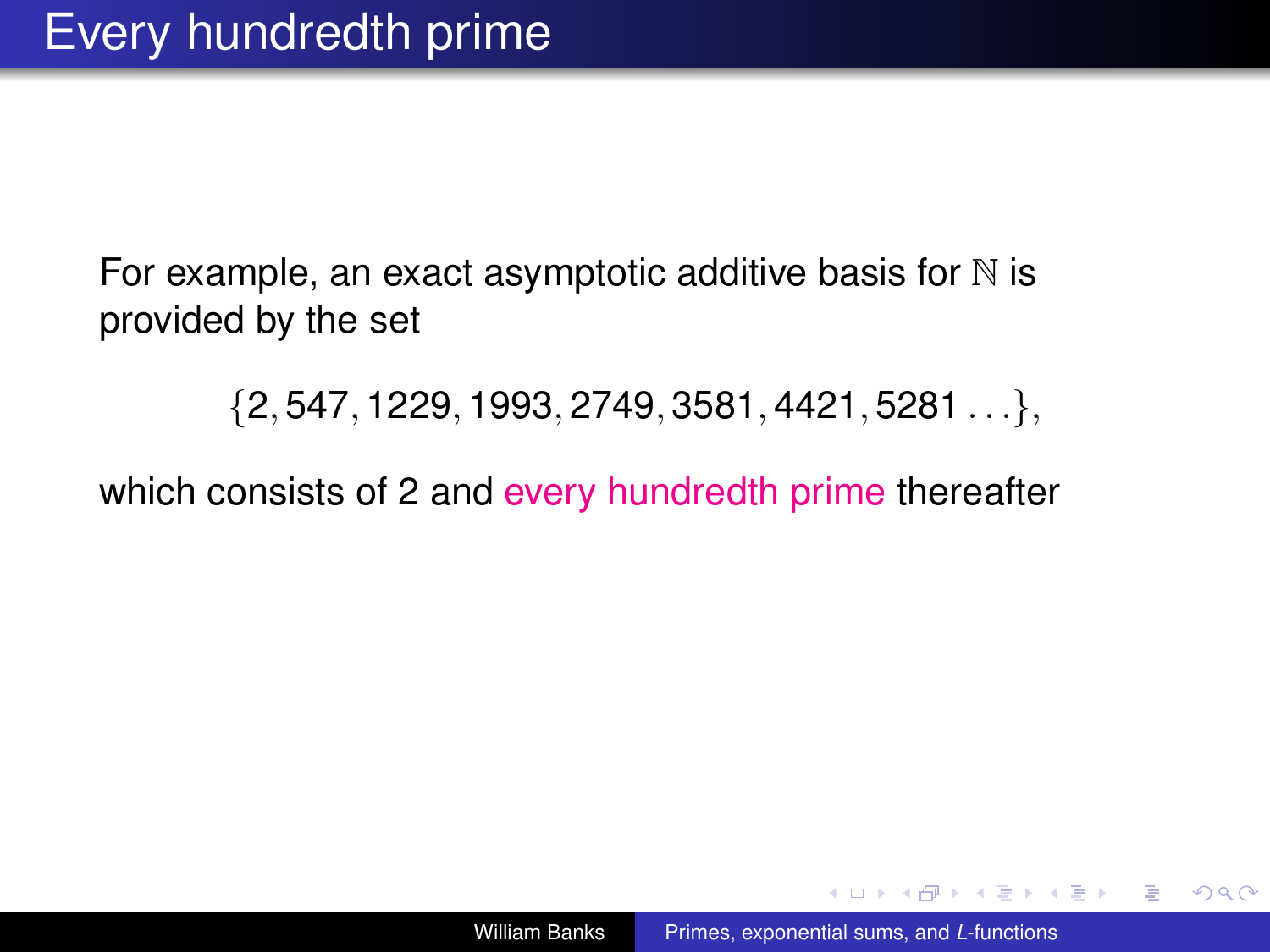# Every hundredth prime

For example, an exact asymptotic additive basis for $\mathbb{N}$ is provided by the set

$$\{2, 547, 1229, 1993, 2749, 3581, 4421, 5281 \ldots\},$$

which consists of 2 and every hundredth prime thereafter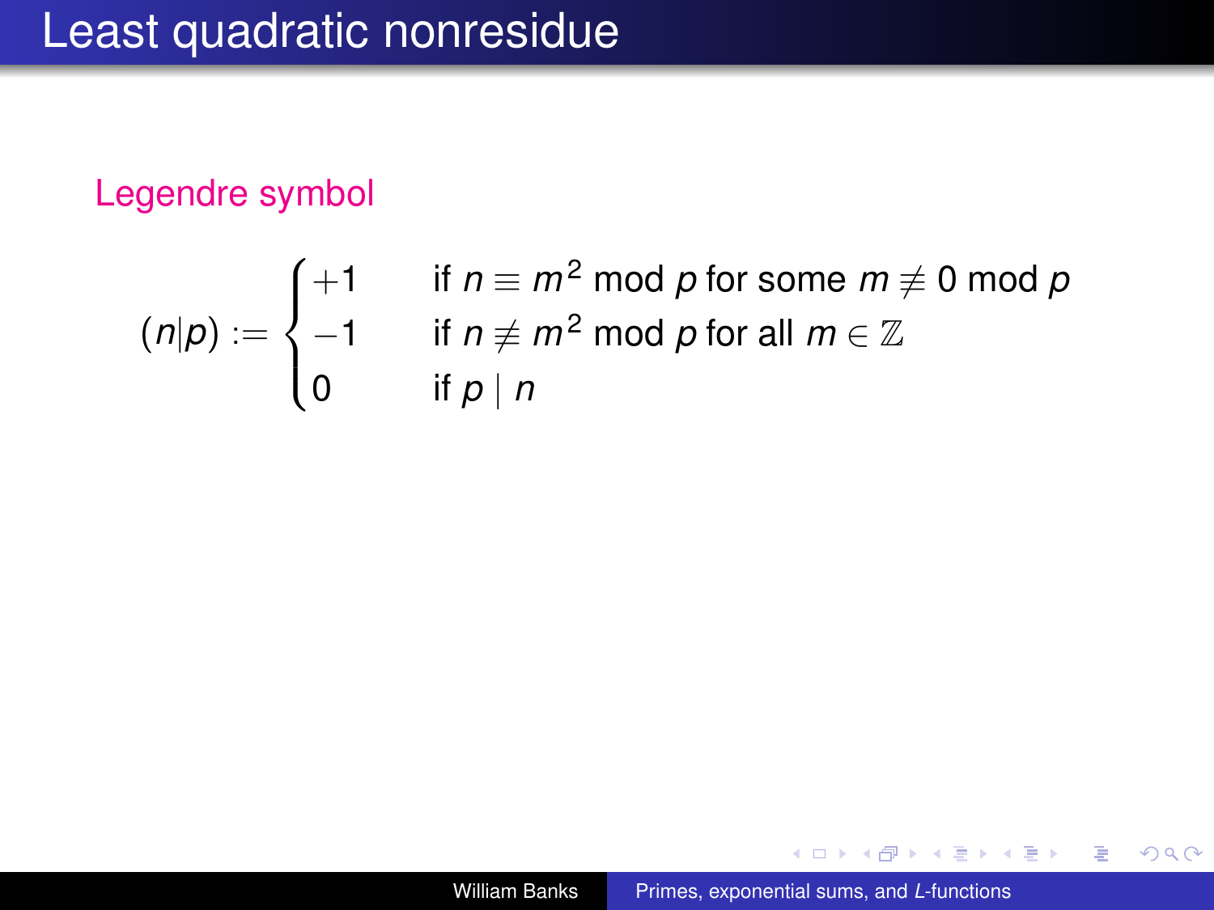# Least quadratic nonresidue

**Legendre symbol**

$$(n|p) := \begin{cases} +1 & \text{if } n \equiv m^2 \bmod p \text{ for some } m \not\equiv 0 \bmod p \\ -1 & \text{if } n \not\equiv m^2 \bmod p \text{ for all } m \in \mathbb{Z} \\ 0 & \text{if } p \mid n \end{cases}$$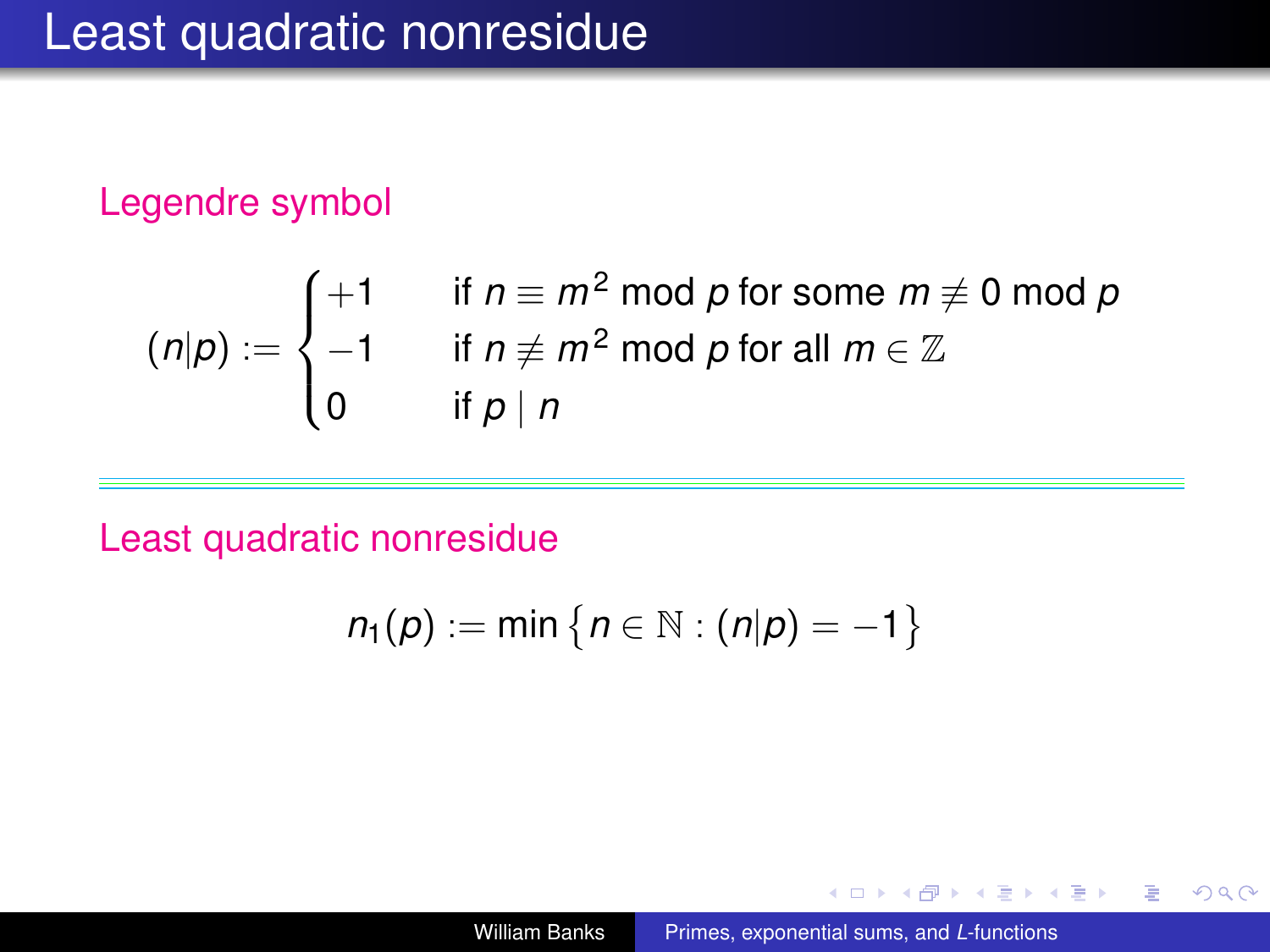# Least quadratic nonresidue

## Legendre symbol

$$(n|p) := \begin{cases} +1 & \text{if } n \equiv m^2 \bmod p \text{ for some } m \not\equiv 0 \bmod p \\ -1 & \text{if } n \not\equiv m^2 \bmod p \text{ for all } m \in \mathbb{Z} \\ 0 & \text{if } p \mid n \end{cases}$$

---

## Least quadratic nonresidue

$$n_1(p) := \min \left\{ n \in \mathbb{N} : (n|p) = -1 \right\}$$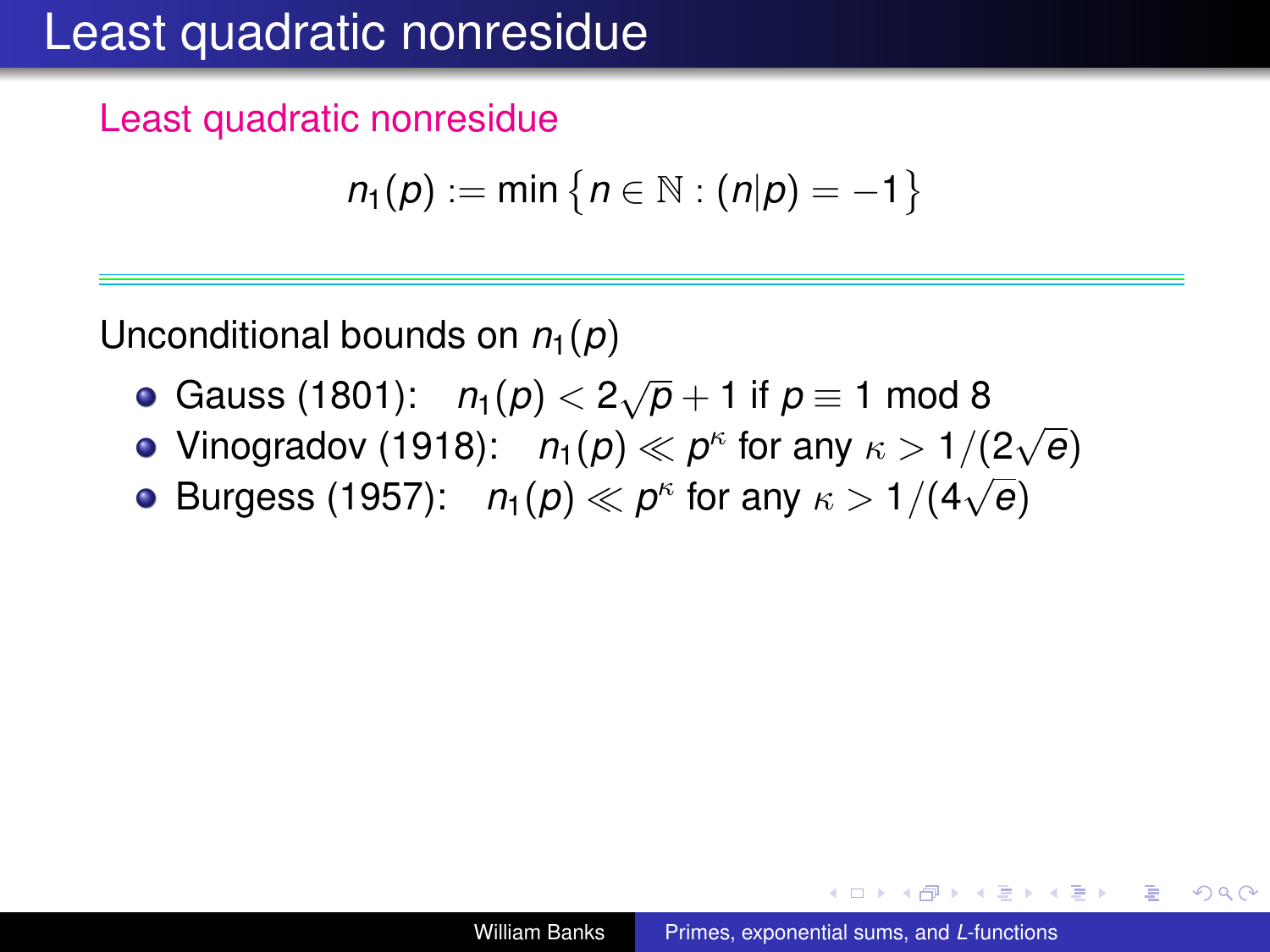# Least quadratic nonresidue

## Least quadratic nonresidue

$$n_1(p) := \min\left\{n \in \mathbb{N} : (n|p) = -1\right\}$$

---

Unconditional bounds on $n_1(p)$

- Gauss (1801): $n_1(p) < 2\sqrt{p} + 1$ if $p \equiv 1 \bmod 8$
- Vinogradov (1918): $n_1(p) \ll p^\kappa$ for any $\kappa > 1/(2\sqrt{e})$
- Burgess (1957): $n_1(p) \ll p^\kappa$ for any $\kappa > 1/(4\sqrt{e})$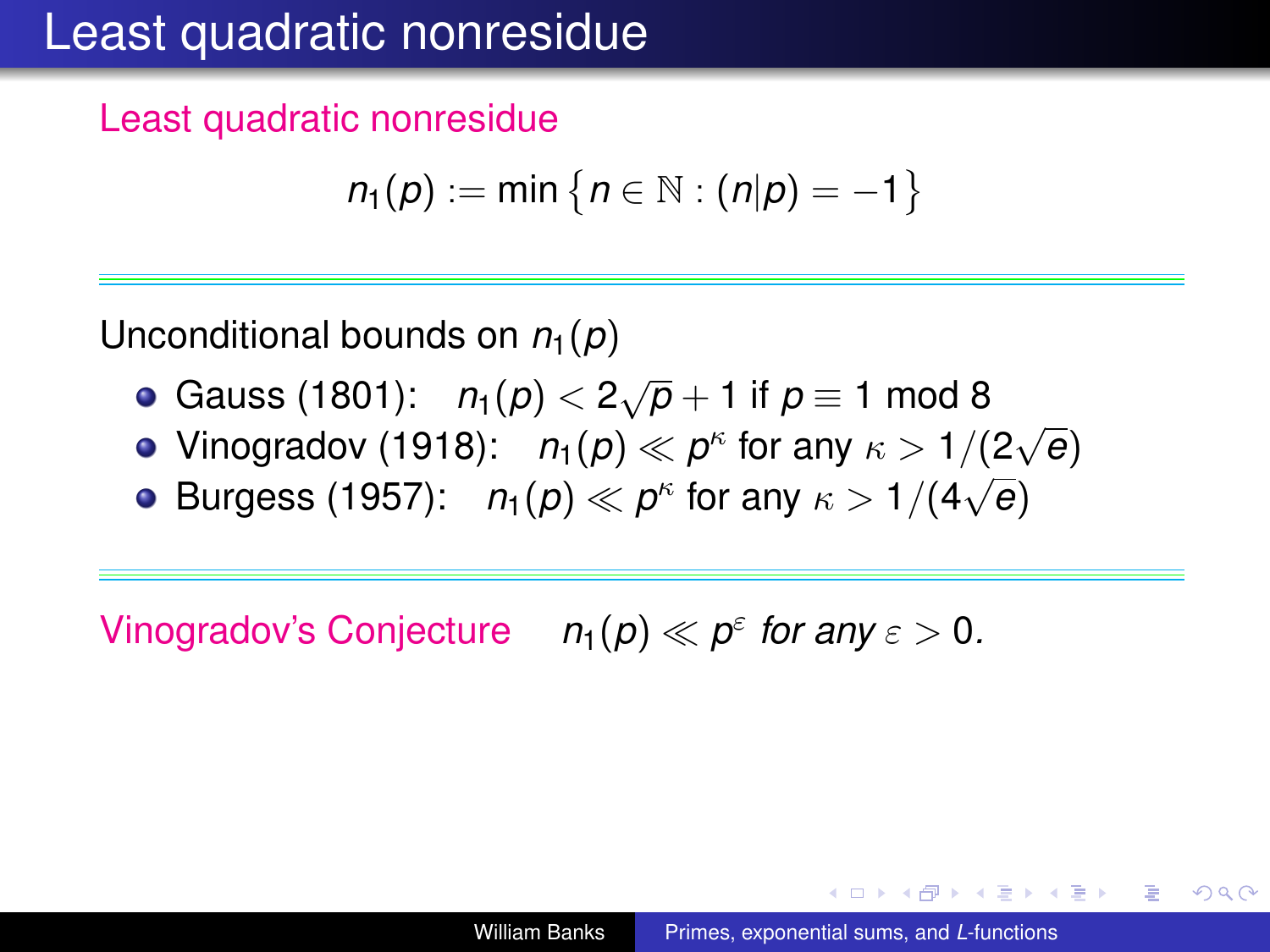# Least quadratic nonresidue

**Least quadratic nonresidue**

$$n_1(p) := \min\left\{n \in \mathbb{N} : (n|p) = -1\right\}$$

---

Unconditional bounds on $n_1(p)$

- Gauss (1801): $n_1(p) < 2\sqrt{p} + 1$ if $p \equiv 1 \bmod 8$
- Vinogradov (1918): $n_1(p) \ll p^\kappa$ for any $\kappa > 1/(2\sqrt{e})$
- Burgess (1957): $n_1(p) \ll p^\kappa$ for any $\kappa > 1/(4\sqrt{e})$

---

**Vinogradov's Conjecture** $\quad n_1(p) \ll p^\varepsilon$ *for any* $\varepsilon > 0$.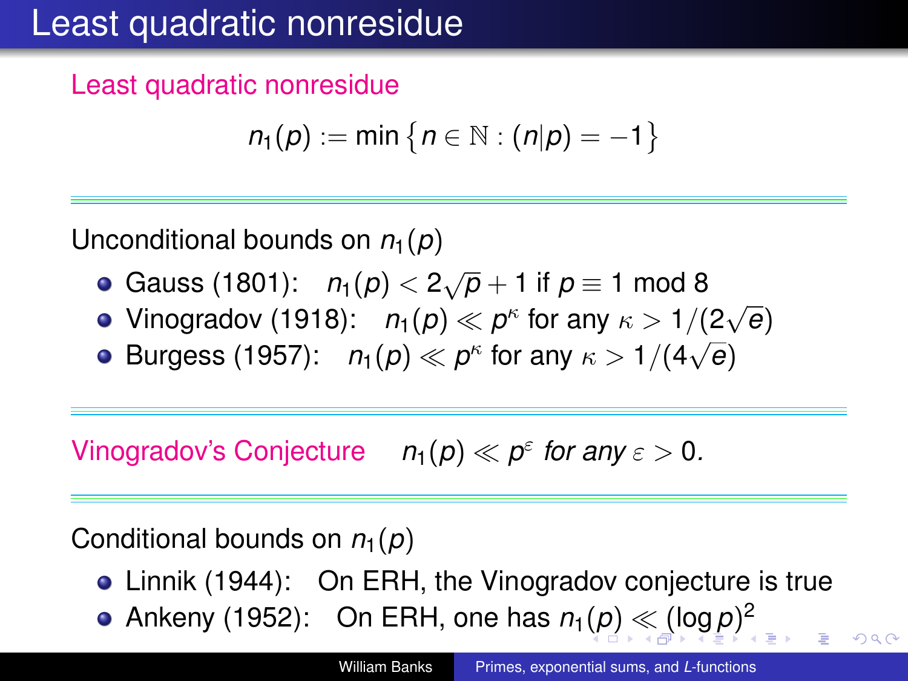# Least quadratic nonresidue

## Least quadratic nonresidue

$$n_1(p) := \min\left\{n \in \mathbb{N} : (n|p) = -1\right\}$$

---

Unconditional bounds on $n_1(p)$

- Gauss (1801): $n_1(p) < 2\sqrt{p} + 1$ if $p \equiv 1 \bmod 8$
- Vinogradov (1918): $n_1(p) \ll p^\kappa$ for any $\kappa > 1/(2\sqrt{e})$
- Burgess (1957): $n_1(p) \ll p^\kappa$ for any $\kappa > 1/(4\sqrt{e})$

---

**Vinogradov's Conjecture** *$n_1(p) \ll p^\varepsilon$ for any $\varepsilon > 0$.*

---

Conditional bounds on $n_1(p)$

- Linnik (1944): On ERH, the Vinogradov conjecture is true
- Ankeny (1952): On ERH, one has $n_1(p) \ll (\log p)^2$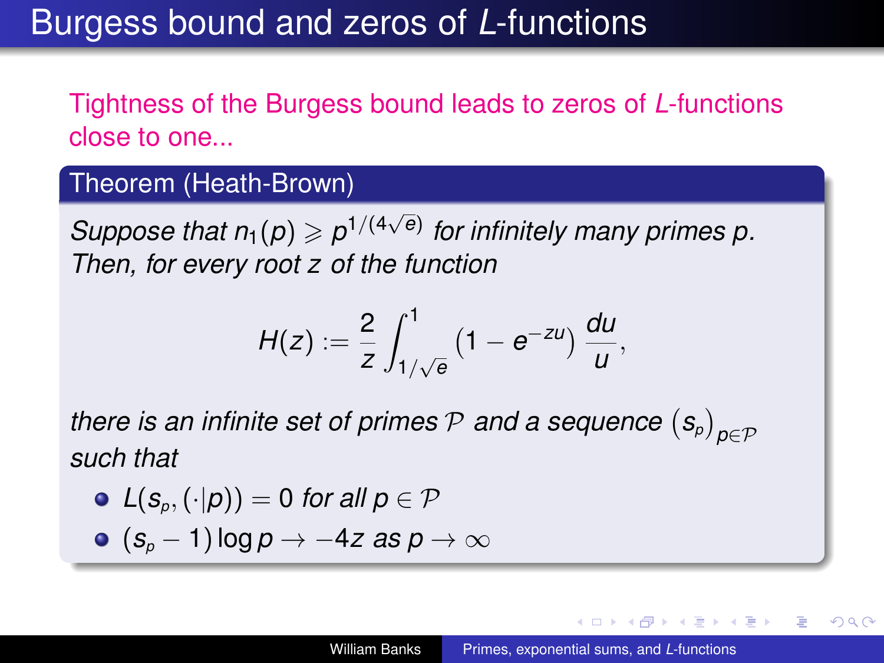# Burgess bound and zeros of $L$-functions

Tightness of the Burgess bound leads to zeros of $L$-functions close to one...

**Theorem (Heath-Brown)**

*Suppose that $n_1(p) \geqslant p^{1/(4\sqrt{e})}$ for infinitely many primes $p$. Then, for every root $z$ of the function*

$$H(z) := \frac{2}{z} \int_{1/\sqrt{e}}^{1} \left(1 - e^{-zu}\right) \frac{du}{u},$$

*there is an infinite set of primes $\mathcal{P}$ and a sequence $(s_p)_{p \in \mathcal{P}}$ such that*

- $L(s_p, (\cdot|p)) = 0$ *for all* $p \in \mathcal{P}$
- $(s_p - 1)\log p \to -4z$ *as* $p \to \infty$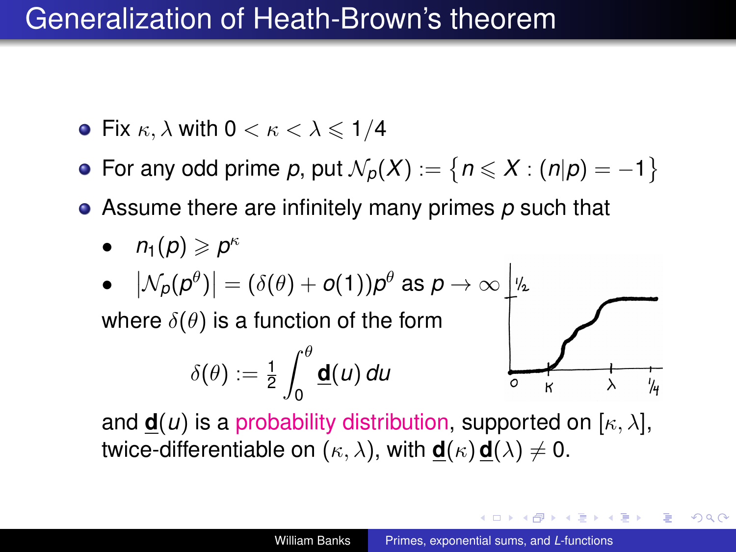# Generalization of Heath-Brown's theorem

- Fix $\kappa, \lambda$ with $0 < \kappa < \lambda \leqslant 1/4$
- For any odd prime $p$, put $\mathcal{N}_p(X) := \{ n \leqslant X : (n|p) = -1 \}$
- Assume there are infinitely many primes $p$ such that
  - $n_1(p) \geqslant p^\kappa$
  - $|\mathcal{N}_p(p^\theta)| = (\delta(\theta) + o(1))p^\theta$ as $p \to \infty$

  where $\delta(\theta)$ is a function of the form

$$\delta(\theta) := \tfrac{1}{2} \int_0^\theta \underline{\mathbf{d}}(u)\, du$$

and $\underline{\mathbf{d}}(u)$ is a probability distribution, supported on $[\kappa, \lambda]$, twice-differentiable on $(\kappa, \lambda)$, with $\underline{\mathbf{d}}(\kappa)\, \underline{\mathbf{d}}(\lambda) \neq 0$.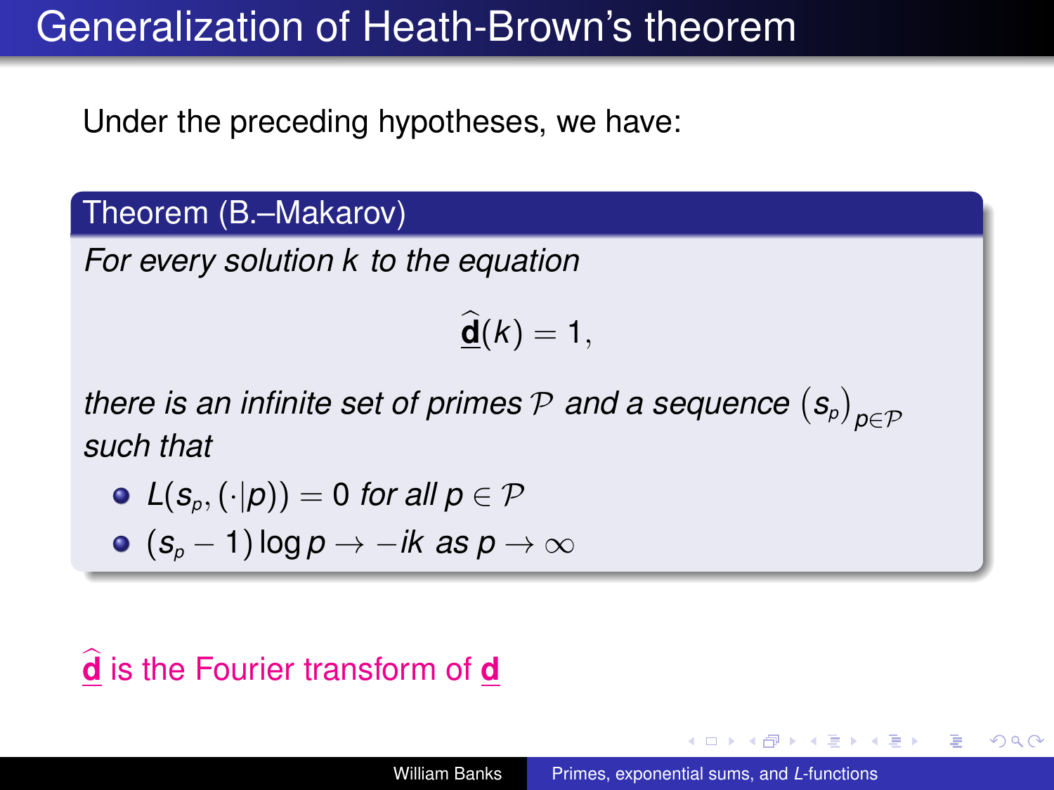# Generalization of Heath-Brown's theorem

Under the preceding hypotheses, we have:

**Theorem (B.–Makarov)**

*For every solution $k$ to the equation*

$$\widehat{\underline{\mathbf{d}}}(k) = 1,$$

*there is an infinite set of primes $\mathcal{P}$ and a sequence $(s_p)_{p \in \mathcal{P}}$ such that*

- $L(s_p, (\cdot|p)) = 0$ *for all* $p \in \mathcal{P}$
- $(s_p - 1) \log p \to -ik$ *as* $p \to \infty$

$\widehat{\underline{\mathbf{d}}}$ is the Fourier transform of $\underline{\mathbf{d}}$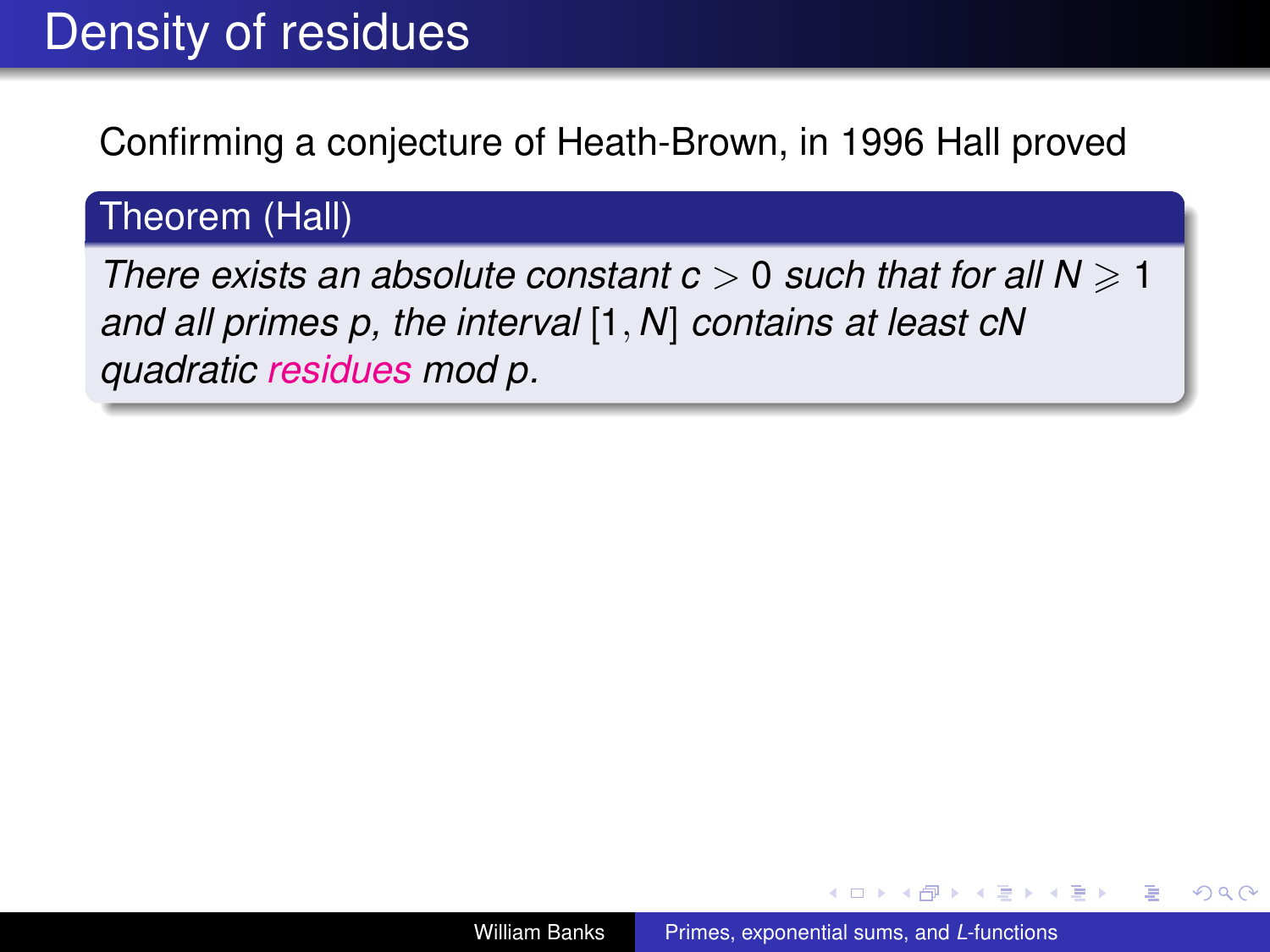# Density of residues

Confirming a conjecture of Heath-Brown, in 1996 Hall proved

**Theorem (Hall)**

*There exists an absolute constant $c > 0$ such that for all $N \geqslant 1$ and all primes $p$, the interval $[1, N]$ contains at least $cN$ quadratic residues mod $p$.*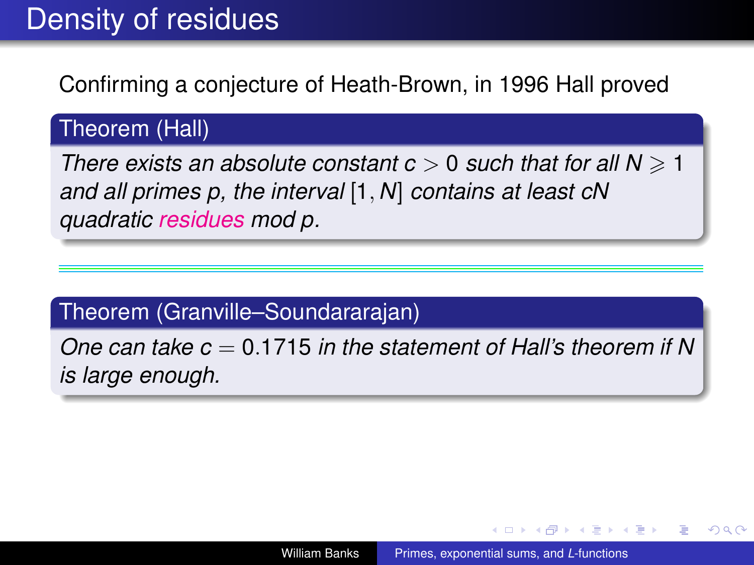# Density of residues

Confirming a conjecture of Heath-Brown, in 1996 Hall proved

**Theorem (Hall)**

*There exists an absolute constant $c > 0$ such that for all $N \geqslant 1$ and all primes $p$, the interval $[1, N]$ contains at least $cN$ quadratic residues mod $p$.*

---

**Theorem (Granville–Soundararajan)**

*One can take $c = 0.1715$ in the statement of Hall's theorem if $N$ is large enough.*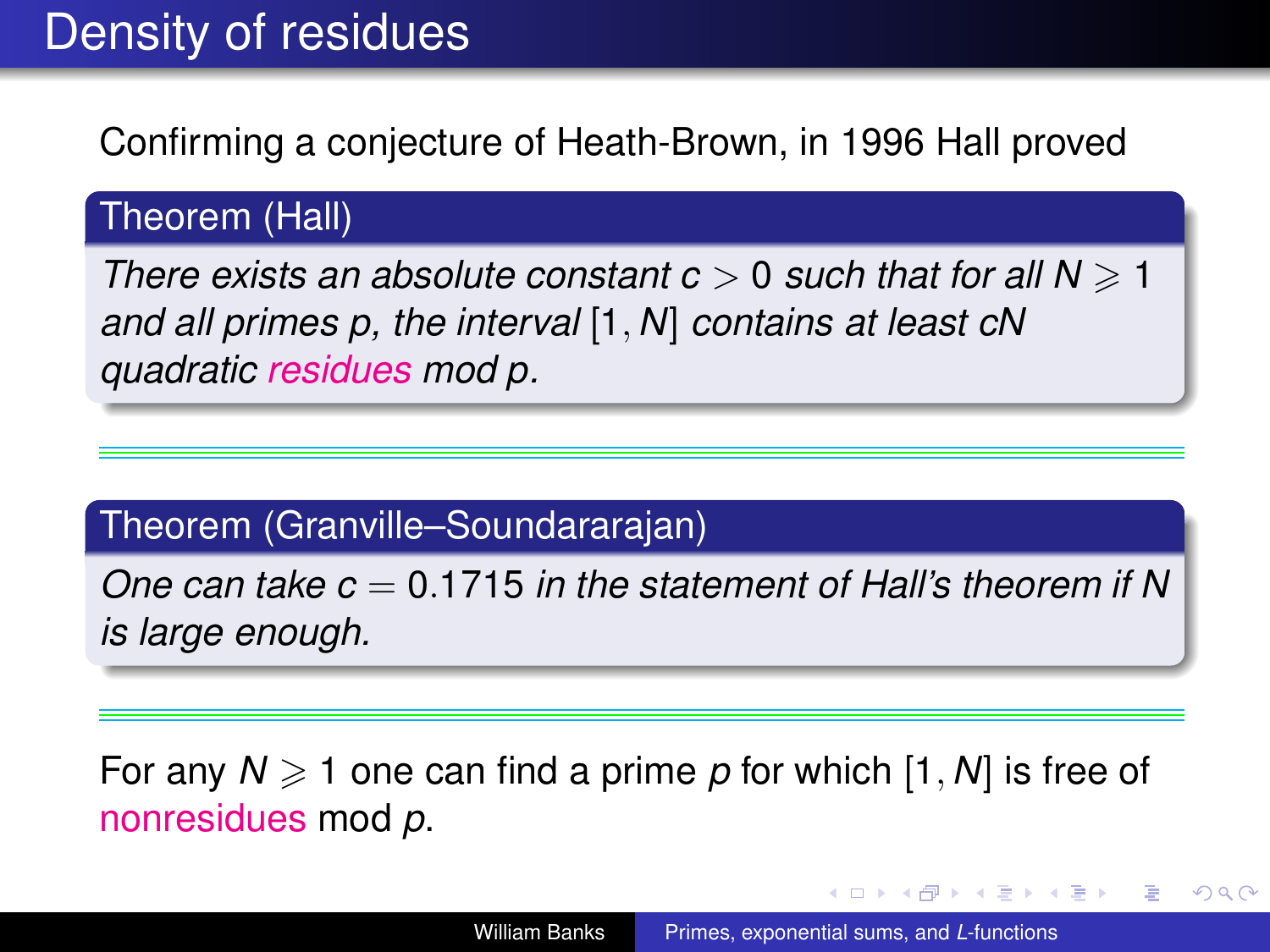# Density of residues

Confirming a conjecture of Heath-Brown, in 1996 Hall proved

**Theorem (Hall)**

*There exists an absolute constant $c > 0$ such that for all $N \geqslant 1$ and all primes $p$, the interval $[1, N]$ contains at least $cN$ quadratic residues mod $p$.*

---

**Theorem (Granville–Soundararajan)**

*One can take $c = 0.1715$ in the statement of Hall's theorem if $N$ is large enough.*

---

For any $N \geqslant 1$ one can find a prime $p$ for which $[1, N]$ is free of nonresidues mod $p$.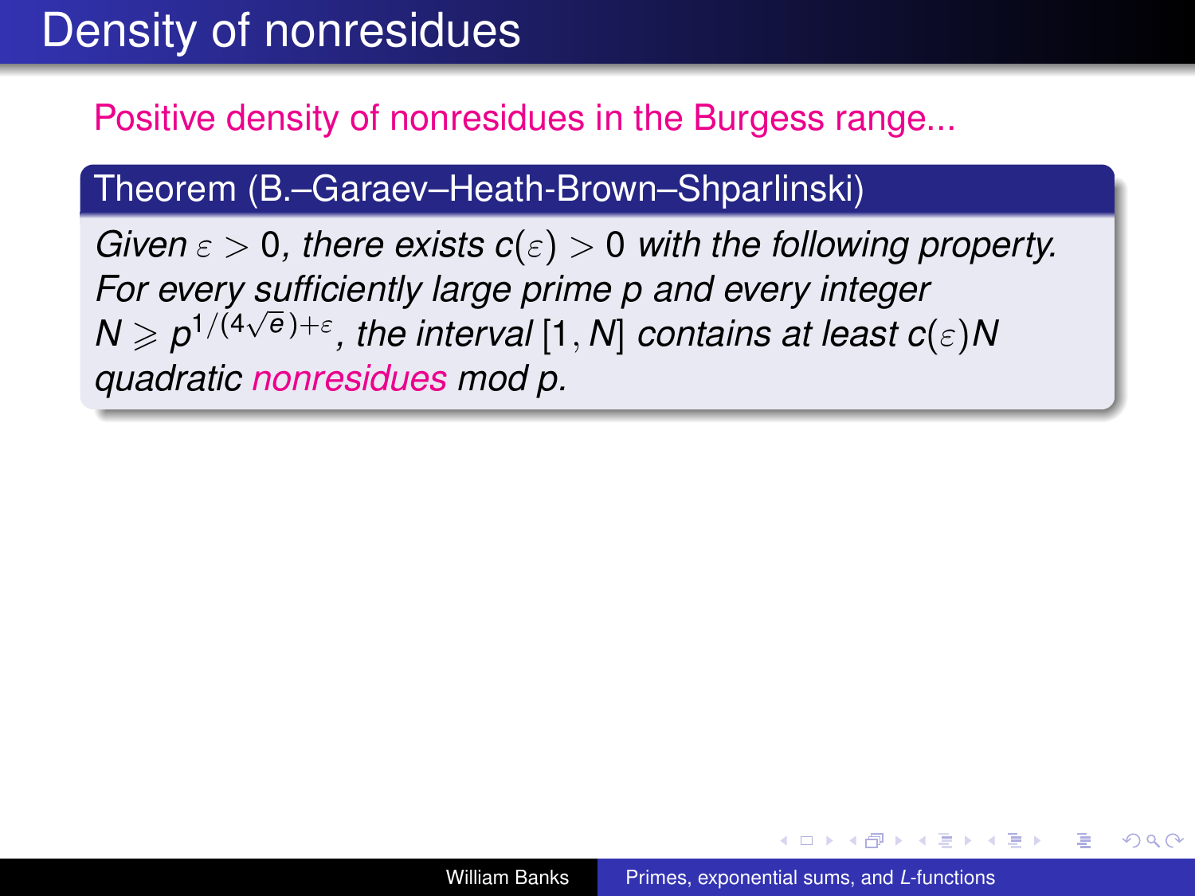# Density of nonresidues

Positive density of nonresidues in the Burgess range...

**Theorem (B.–Garaev–Heath-Brown–Shparlinski)**

*Given $\varepsilon > 0$, there exists $c(\varepsilon) > 0$ with the following property. For every sufficiently large prime $p$ and every integer $N \geqslant p^{1/(4\sqrt{e})+\varepsilon}$, the interval $[1, N]$ contains at least $c(\varepsilon)N$ quadratic nonresidues mod $p$.*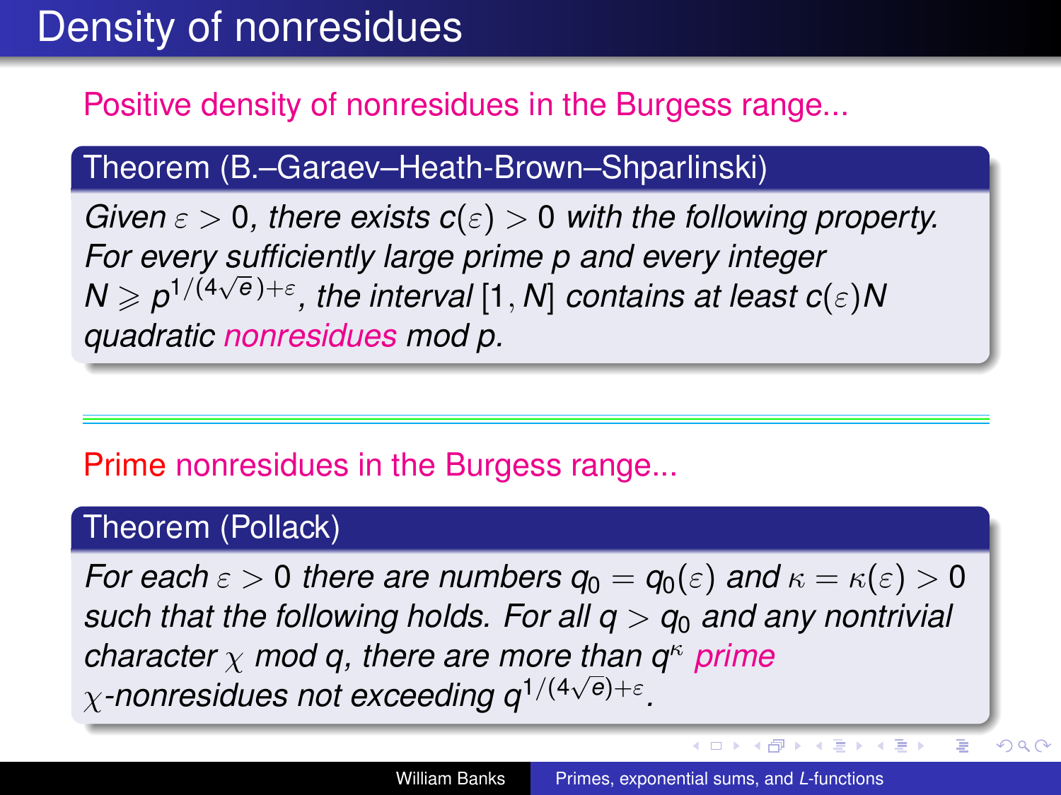# Density of nonresidues

Positive density of nonresidues in the Burgess range...

**Theorem (B.–Garaev–Heath-Brown–Shparlinski)**

*Given $\varepsilon > 0$, there exists $c(\varepsilon) > 0$ with the following property. For every sufficiently large prime $p$ and every integer $N \geqslant p^{1/(4\sqrt{e})+\varepsilon}$, the interval $[1, N]$ contains at least $c(\varepsilon)N$ quadratic nonresidues mod $p$.*

---

Prime nonresidues in the Burgess range...

**Theorem (Pollack)**

*For each $\varepsilon > 0$ there are numbers $q_0 = q_0(\varepsilon)$ and $\kappa = \kappa(\varepsilon) > 0$ such that the following holds. For all $q > q_0$ and any nontrivial character $\chi$ mod $q$, there are more than $q^\kappa$ prime $\chi$-nonresidues not exceeding $q^{1/(4\sqrt{e})+\varepsilon}$.*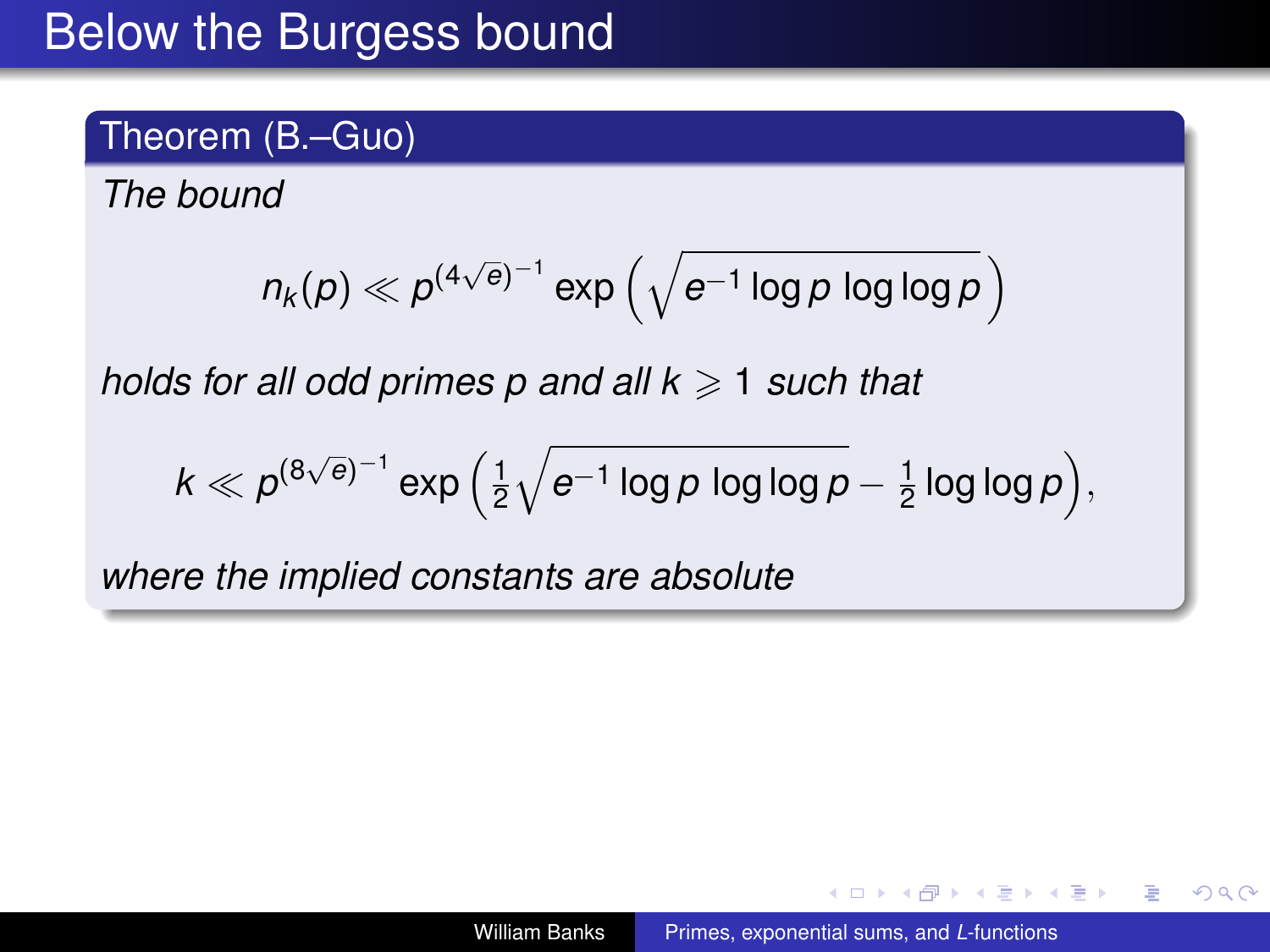# Below the Burgess bound

**Theorem (B.–Guo)**

*The bound*

$$n_k(p) \ll p^{(4\sqrt{e})^{-1}} \exp\left(\sqrt{e^{-1}\log p \, \log\log p}\right)$$

*holds for all odd primes p and all $k \geqslant 1$ such that*

$$k \ll p^{(8\sqrt{e})^{-1}} \exp\left(\tfrac{1}{2}\sqrt{e^{-1}\log p \, \log\log p} - \tfrac{1}{2}\log\log p\right),$$

*where the implied constants are absolute*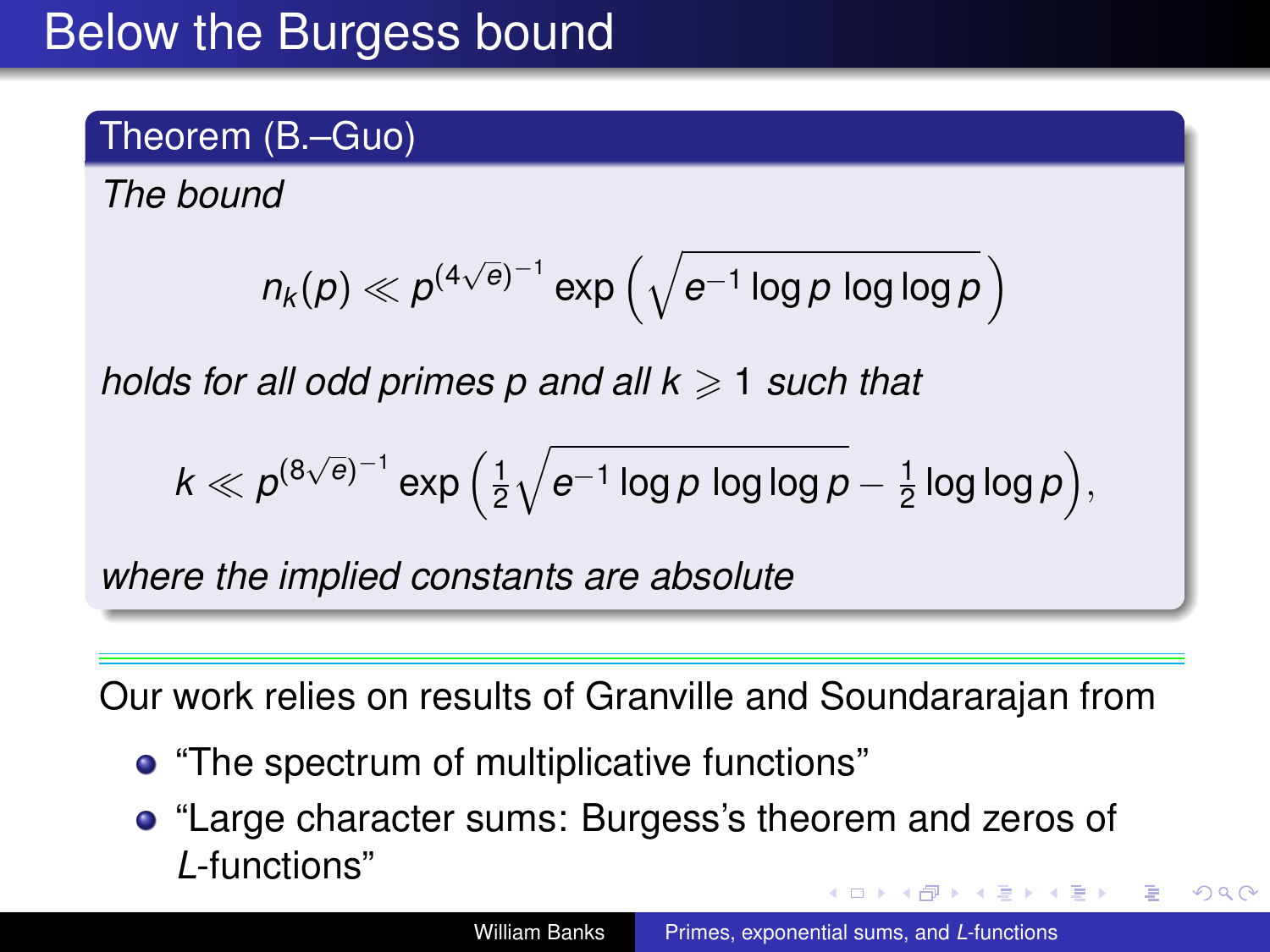# Below the Burgess bound

**Theorem (B.–Guo)**

*The bound*

$$n_k(p) \ll p^{(4\sqrt{e})^{-1}} \exp\left(\sqrt{e^{-1}\log p\,\log\log p}\right)$$

*holds for all odd primes $p$ and all $k \geqslant 1$ such that*

$$k \ll p^{(8\sqrt{e})^{-1}} \exp\left(\tfrac{1}{2}\sqrt{e^{-1}\log p\,\log\log p} - \tfrac{1}{2}\log\log p\right),$$

*where the implied constants are absolute*

---

Our work relies on results of Granville and Soundararajan from

- "The spectrum of multiplicative functions"
- "Large character sums: Burgess's theorem and zeros of $L$-functions"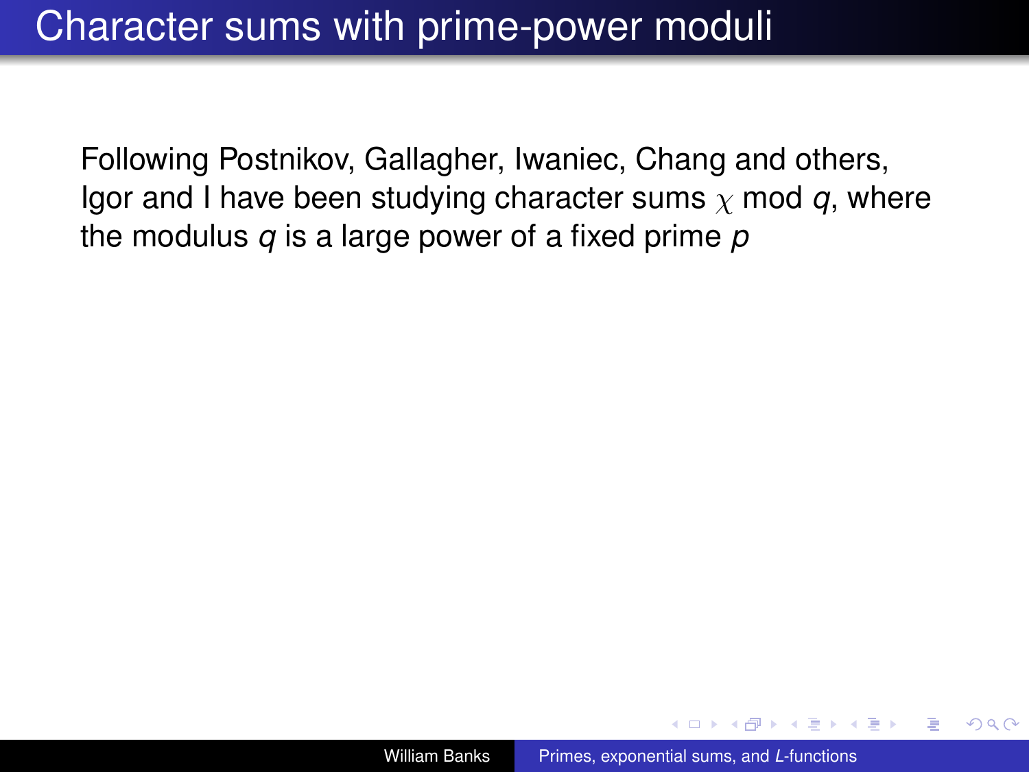# Character sums with prime-power moduli

Following Postnikov, Gallagher, Iwaniec, Chang and others, Igor and I have been studying character sums $\chi$ mod $q$, where the modulus $q$ is a large power of a fixed prime $p$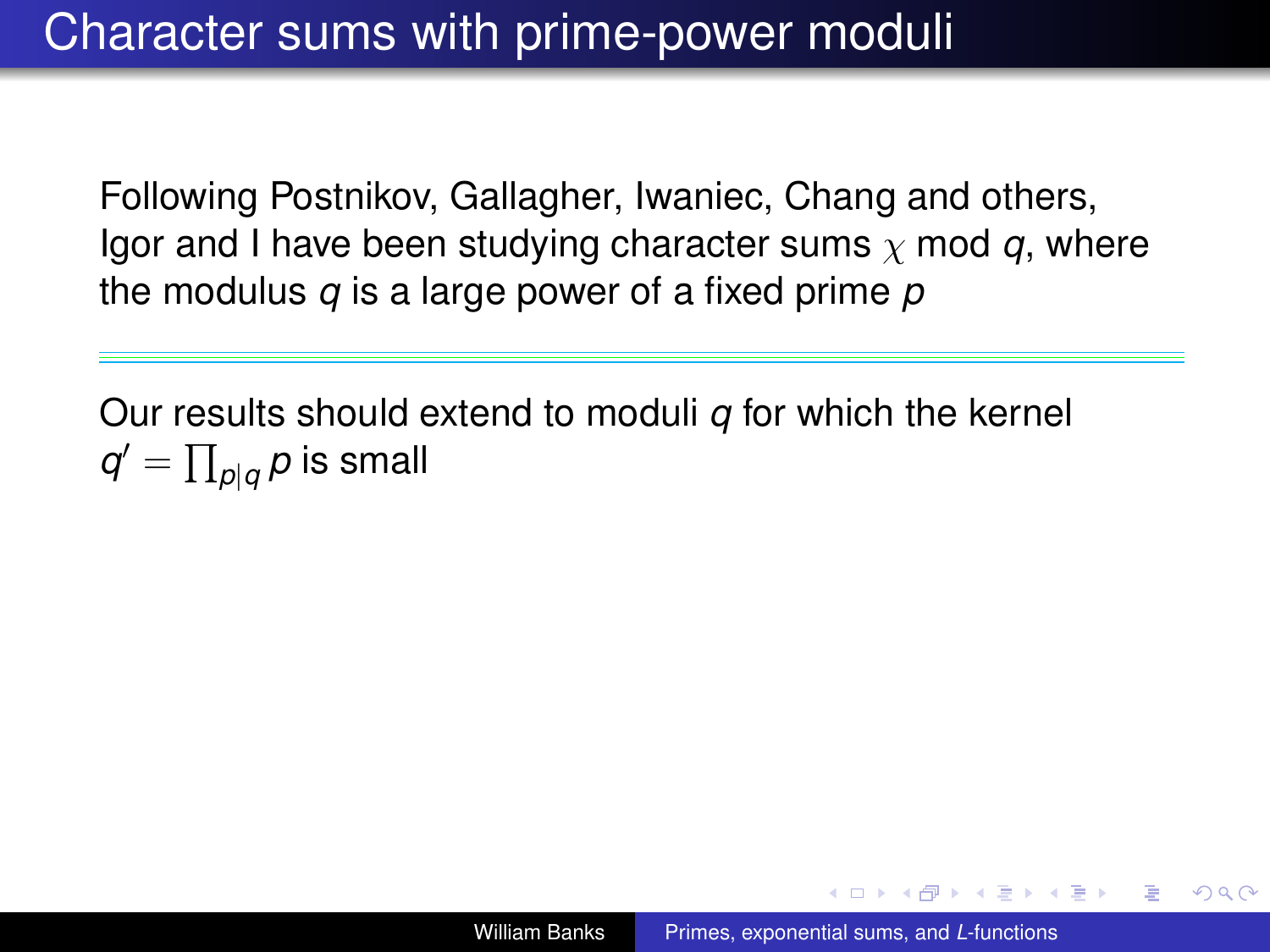# Character sums with prime-power moduli

Following Postnikov, Gallagher, Iwaniec, Chang and others, Igor and I have been studying character sums $\chi$ mod $q$, where the modulus $q$ is a large power of a fixed prime $p$

---

Our results should extend to moduli $q$ for which the kernel $q' = \prod_{p|q} p$ is small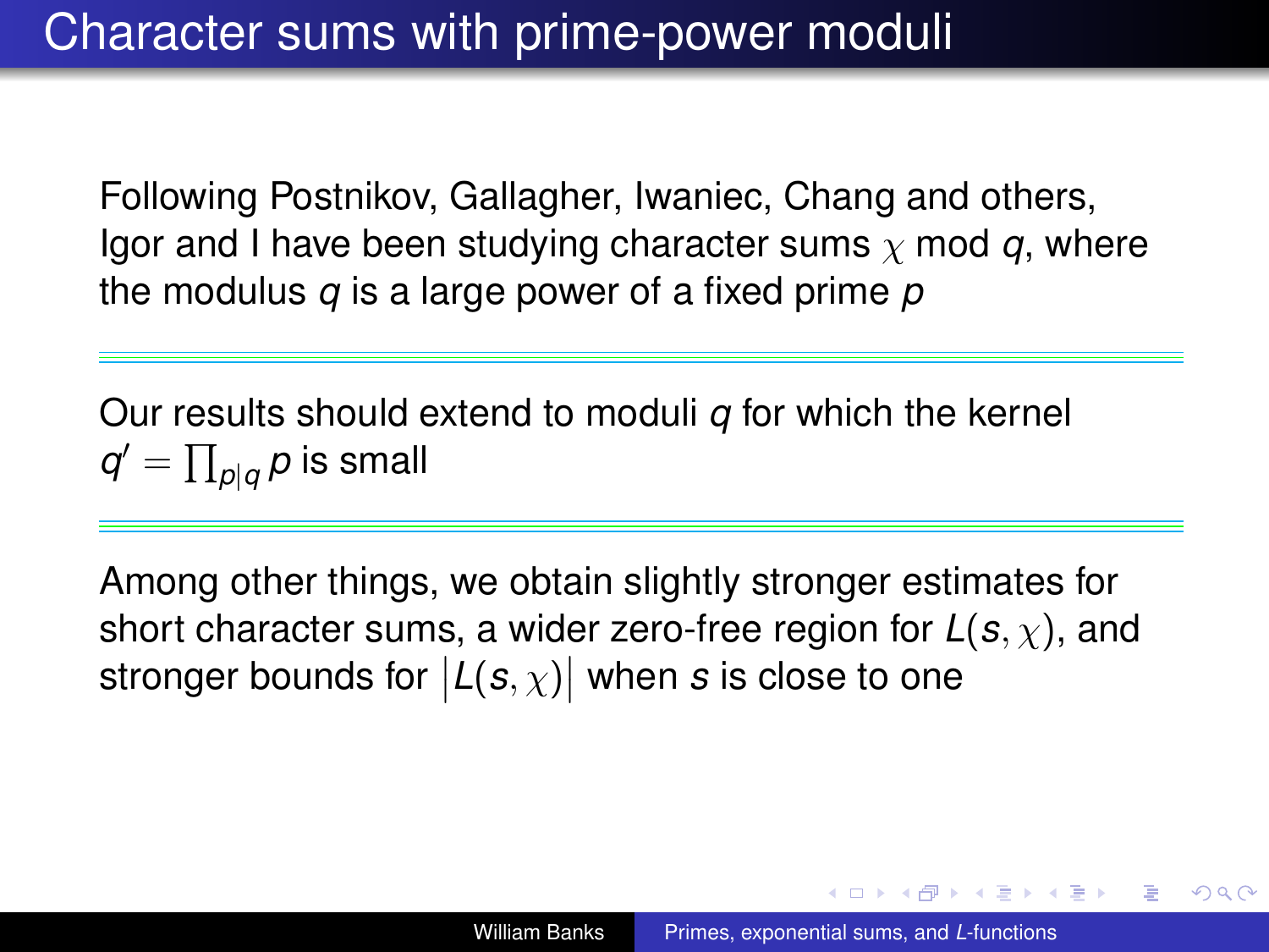# Character sums with prime-power moduli

Following Postnikov, Gallagher, Iwaniec, Chang and others, Igor and I have been studying character sums $\chi$ mod $q$, where the modulus $q$ is a large power of a fixed prime $p$

---

Our results should extend to moduli $q$ for which the kernel $q' = \prod_{p|q} p$ is small

---

Among other things, we obtain slightly stronger estimates for short character sums, a wider zero-free region for $L(s,\chi)$, and stronger bounds for $|L(s,\chi)|$ when $s$ is close to one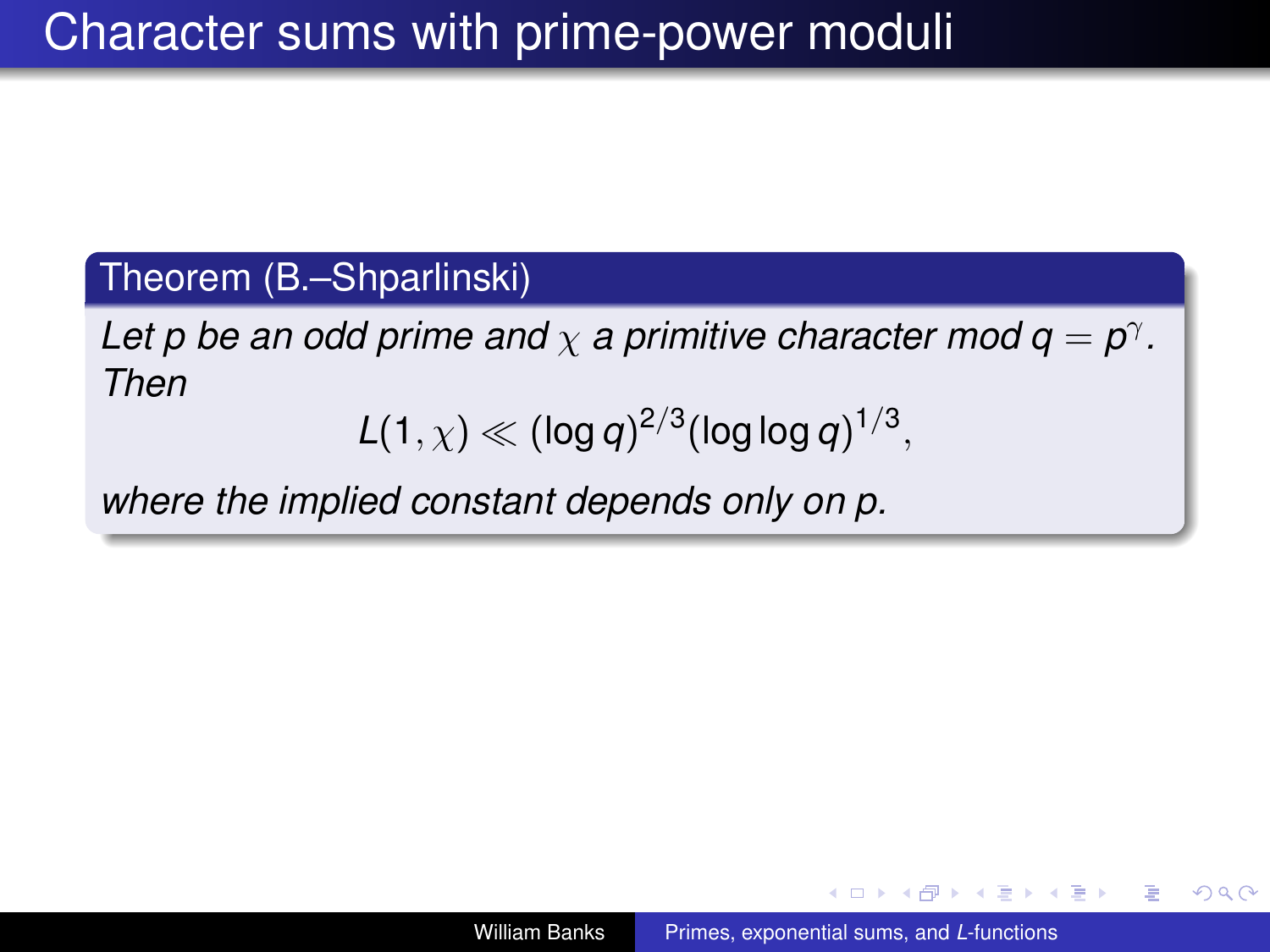# Character sums with prime-power moduli

**Theorem (B.–Shparlinski)**

*Let $p$ be an odd prime and $\chi$ a primitive character mod $q = p^\gamma$. Then*

$$L(1,\chi) \ll (\log q)^{2/3}(\log\log q)^{1/3},$$

*where the implied constant depends only on $p$.*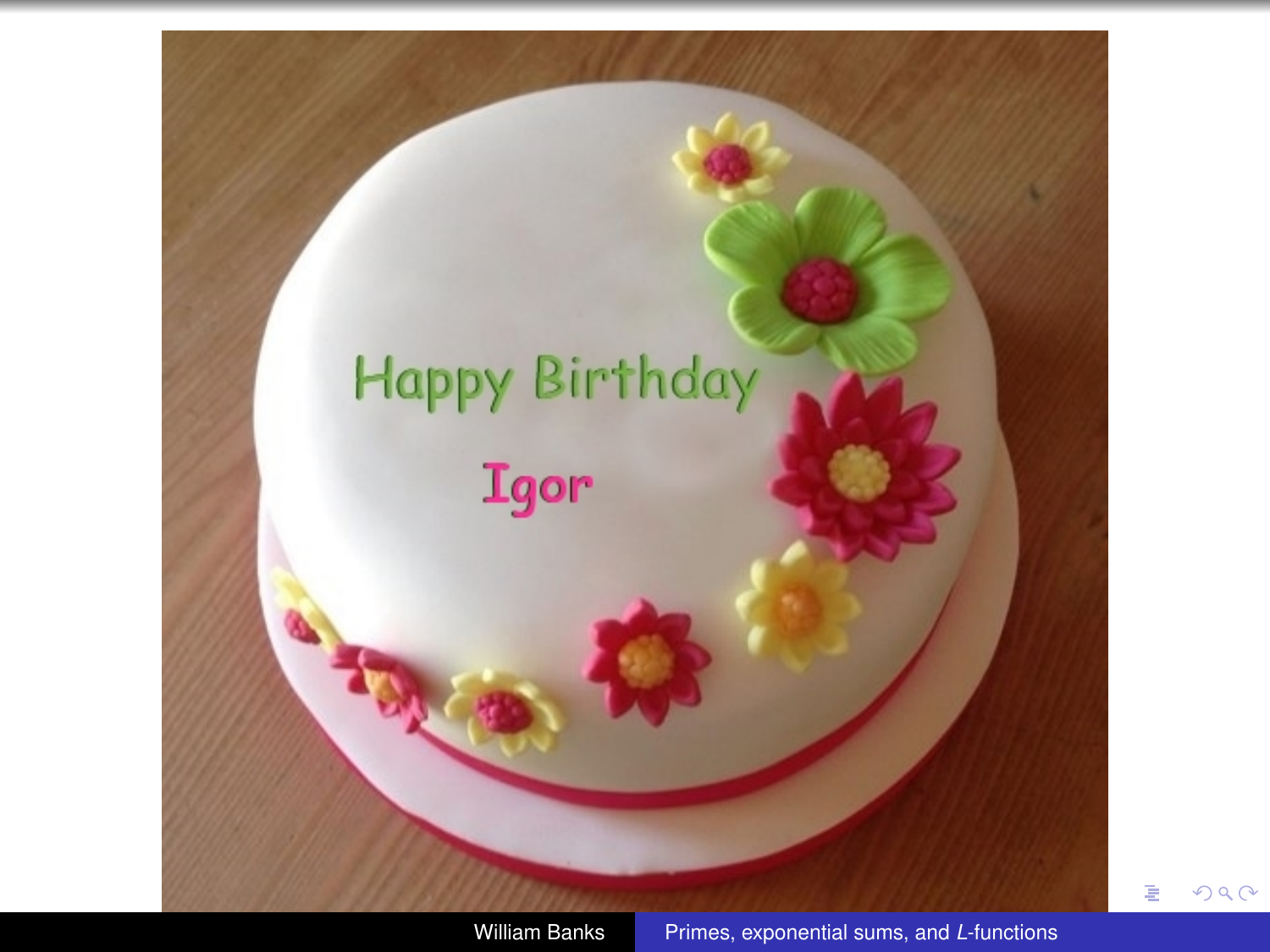Happy Birthday

Igor